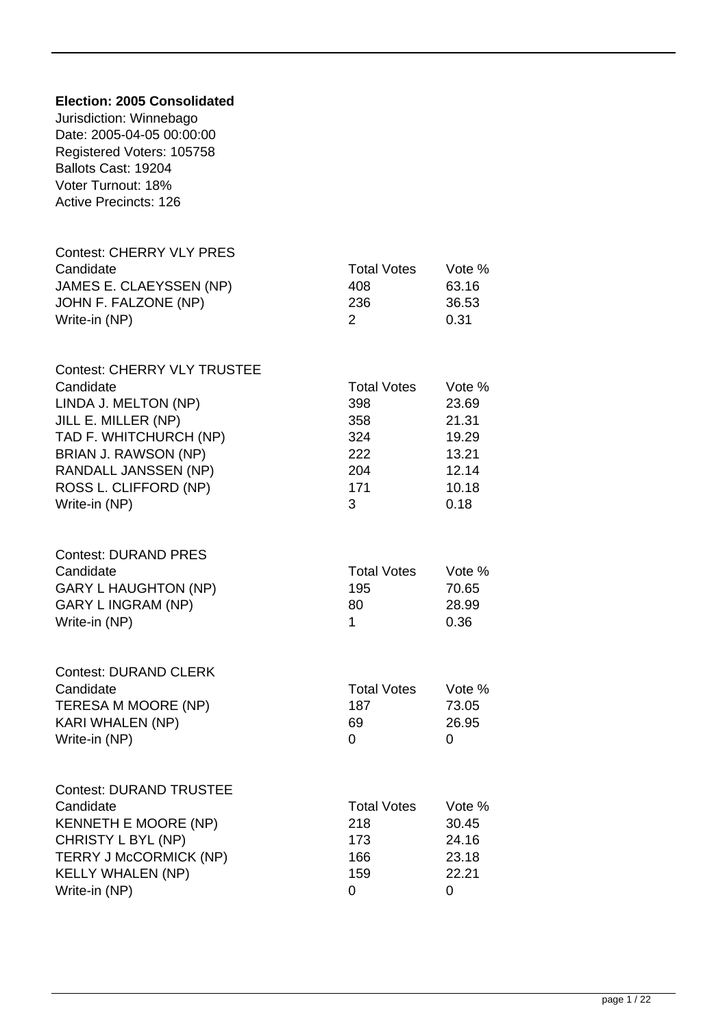**Election: 2005 Consolidated**

Jurisdiction: Winnebago
Date: 2005-04-05 00:00:00
Registered Voters: 105758
Ballots Cast: 19204
Voter Turnout: 18%
Active Precincts: 126

Contest: CHERRY VLY PRES

| Candidate | Total Votes | Vote % |
| --- | --- | --- |
| JAMES E. CLAEYSSEN (NP) | 408 | 63.16 |
| JOHN F. FALZONE (NP) | 236 | 36.53 |
| Write-in (NP) | 2 | 0.31 |

Contest: CHERRY VLY TRUSTEE

| Candidate | Total Votes | Vote % |
| --- | --- | --- |
| LINDA J. MELTON (NP) | 398 | 23.69 |
| JILL E. MILLER (NP) | 358 | 21.31 |
| TAD F. WHITCHURCH (NP) | 324 | 19.29 |
| BRIAN J. RAWSON (NP) | 222 | 13.21 |
| RANDALL JANSSEN (NP) | 204 | 12.14 |
| ROSS L. CLIFFORD (NP) | 171 | 10.18 |
| Write-in (NP) | 3 | 0.18 |

Contest: DURAND PRES

| Candidate | Total Votes | Vote % |
| --- | --- | --- |
| GARY L HAUGHTON (NP) | 195 | 70.65 |
| GARY L INGRAM (NP) | 80 | 28.99 |
| Write-in (NP) | 1 | 0.36 |

Contest: DURAND CLERK

| Candidate | Total Votes | Vote % |
| --- | --- | --- |
| TERESA M MOORE (NP) | 187 | 73.05 |
| KARI WHALEN (NP) | 69 | 26.95 |
| Write-in (NP) | 0 | 0 |

Contest: DURAND TRUSTEE

| Candidate | Total Votes | Vote % |
| --- | --- | --- |
| KENNETH E MOORE (NP) | 218 | 30.45 |
| CHRISTY L BYL (NP) | 173 | 24.16 |
| TERRY J McCORMICK (NP) | 166 | 23.18 |
| KELLY WHALEN (NP) | 159 | 22.21 |
| Write-in (NP) | 0 | 0 |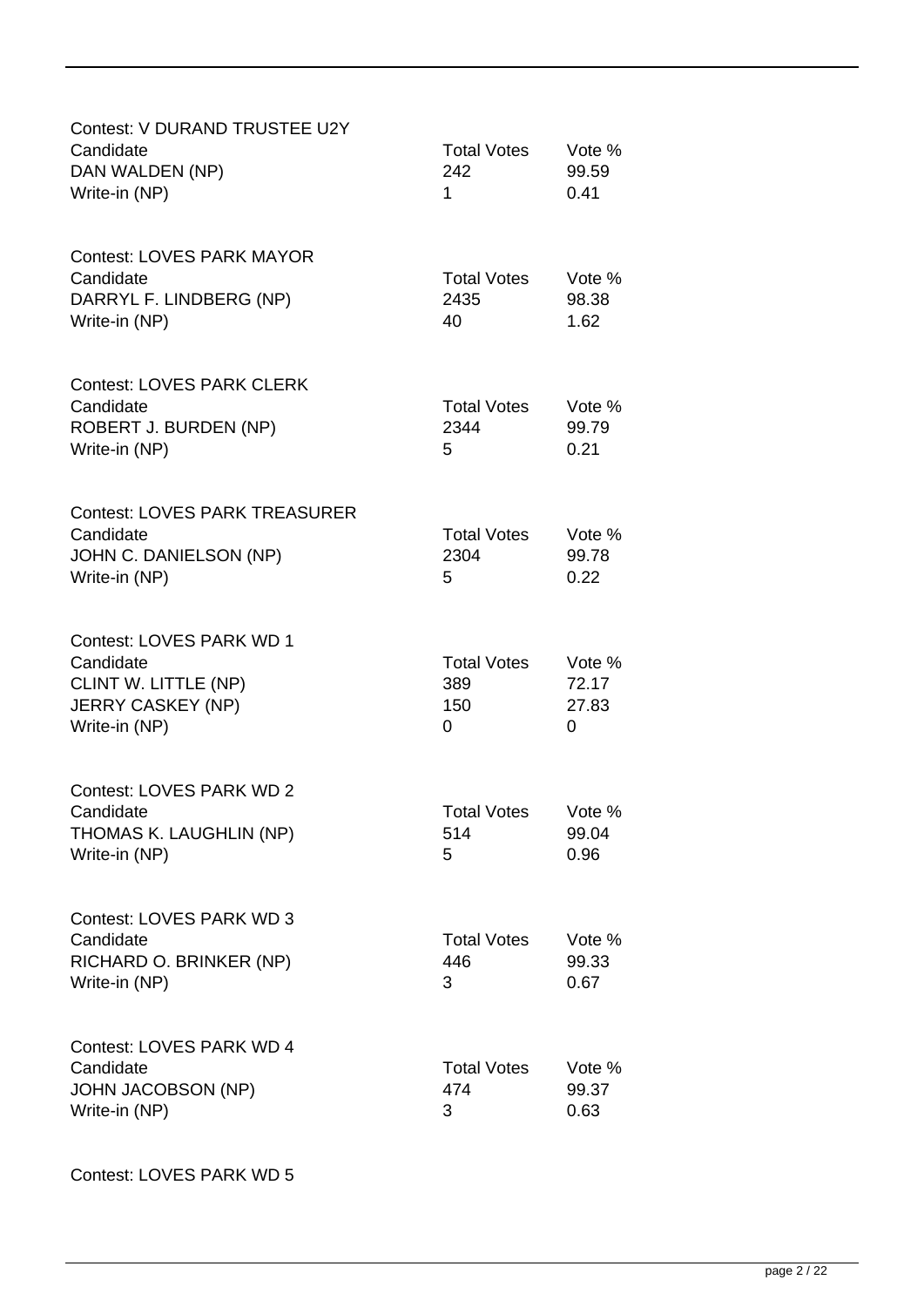Contest: V DURAND TRUSTEE U2Y

| Candidate | Total Votes | Vote % |
|---|---|---|
| DAN WALDEN (NP) | 242 | 99.59 |
| Write-in (NP) | 1 | 0.41 |

Contest: LOVES PARK MAYOR

| Candidate | Total Votes | Vote % |
|---|---|---|
| DARRYL F. LINDBERG (NP) | 2435 | 98.38 |
| Write-in (NP) | 40 | 1.62 |

Contest: LOVES PARK CLERK

| Candidate | Total Votes | Vote % |
|---|---|---|
| ROBERT J. BURDEN (NP) | 2344 | 99.79 |
| Write-in (NP) | 5 | 0.21 |

Contest: LOVES PARK TREASURER

| Candidate | Total Votes | Vote % |
|---|---|---|
| JOHN C. DANIELSON (NP) | 2304 | 99.78 |
| Write-in (NP) | 5 | 0.22 |

Contest: LOVES PARK WD 1

| Candidate | Total Votes | Vote % |
|---|---|---|
| CLINT W. LITTLE (NP) | 389 | 72.17 |
| JERRY CASKEY (NP) | 150 | 27.83 |
| Write-in (NP) | 0 | 0 |

Contest: LOVES PARK WD 2

| Candidate | Total Votes | Vote % |
|---|---|---|
| THOMAS K. LAUGHLIN (NP) | 514 | 99.04 |
| Write-in (NP) | 5 | 0.96 |

Contest: LOVES PARK WD 3

| Candidate | Total Votes | Vote % |
|---|---|---|
| RICHARD O. BRINKER (NP) | 446 | 99.33 |
| Write-in (NP) | 3 | 0.67 |

Contest: LOVES PARK WD 4

| Candidate | Total Votes | Vote % |
|---|---|---|
| JOHN JACOBSON (NP) | 474 | 99.37 |
| Write-in (NP) | 3 | 0.63 |

Contest: LOVES PARK WD 5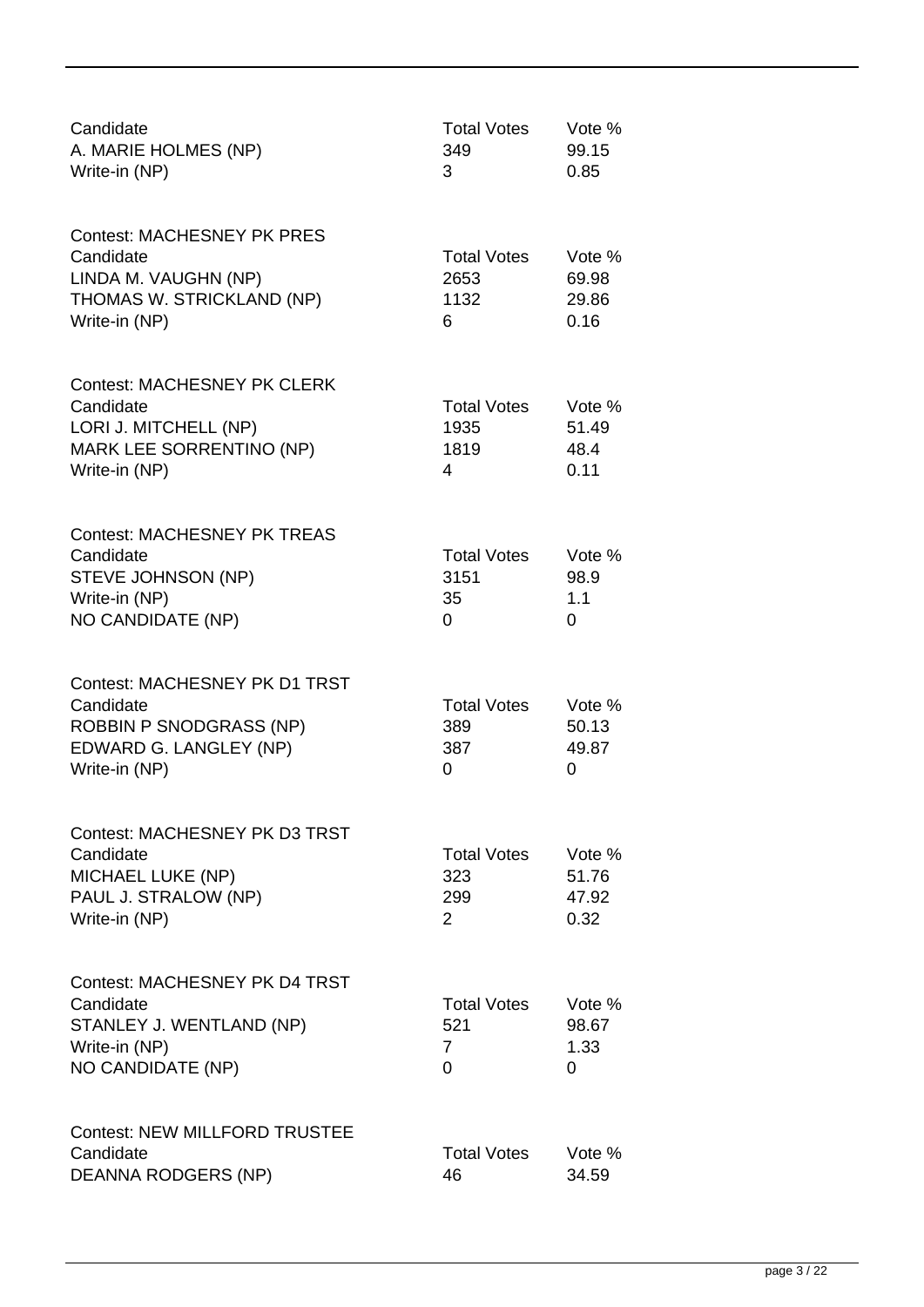| Candidate | Total Votes | Vote % |
|---|---|---|
| A. MARIE HOLMES (NP) | 349 | 99.15 |
| Write-in (NP) | 3 | 0.85 |

Contest: MACHESNEY PK PRES

| Candidate | Total Votes | Vote % |
|---|---|---|
| LINDA M. VAUGHN (NP) | 2653 | 69.98 |
| THOMAS W. STRICKLAND (NP) | 1132 | 29.86 |
| Write-in (NP) | 6 | 0.16 |

Contest: MACHESNEY PK CLERK

| Candidate | Total Votes | Vote % |
|---|---|---|
| LORI J. MITCHELL (NP) | 1935 | 51.49 |
| MARK LEE SORRENTINO (NP) | 1819 | 48.4 |
| Write-in (NP) | 4 | 0.11 |

Contest: MACHESNEY PK TREAS

| Candidate | Total Votes | Vote % |
|---|---|---|
| STEVE JOHNSON (NP) | 3151 | 98.9 |
| Write-in (NP) | 35 | 1.1 |
| NO CANDIDATE (NP) | 0 | 0 |

Contest: MACHESNEY PK D1 TRST

| Candidate | Total Votes | Vote % |
|---|---|---|
| ROBBIN P SNODGRASS (NP) | 389 | 50.13 |
| EDWARD G. LANGLEY (NP) | 387 | 49.87 |
| Write-in (NP) | 0 | 0 |

Contest: MACHESNEY PK D3 TRST

| Candidate | Total Votes | Vote % |
|---|---|---|
| MICHAEL LUKE (NP) | 323 | 51.76 |
| PAUL J. STRALOW (NP) | 299 | 47.92 |
| Write-in (NP) | 2 | 0.32 |

Contest: MACHESNEY PK D4 TRST

| Candidate | Total Votes | Vote % |
|---|---|---|
| STANLEY J. WENTLAND (NP) | 521 | 98.67 |
| Write-in (NP) | 7 | 1.33 |
| NO CANDIDATE (NP) | 0 | 0 |

Contest: NEW MILLFORD TRUSTEE

| Candidate | Total Votes | Vote % |
|---|---|---|
| DEANNA RODGERS (NP) | 46 | 34.59 |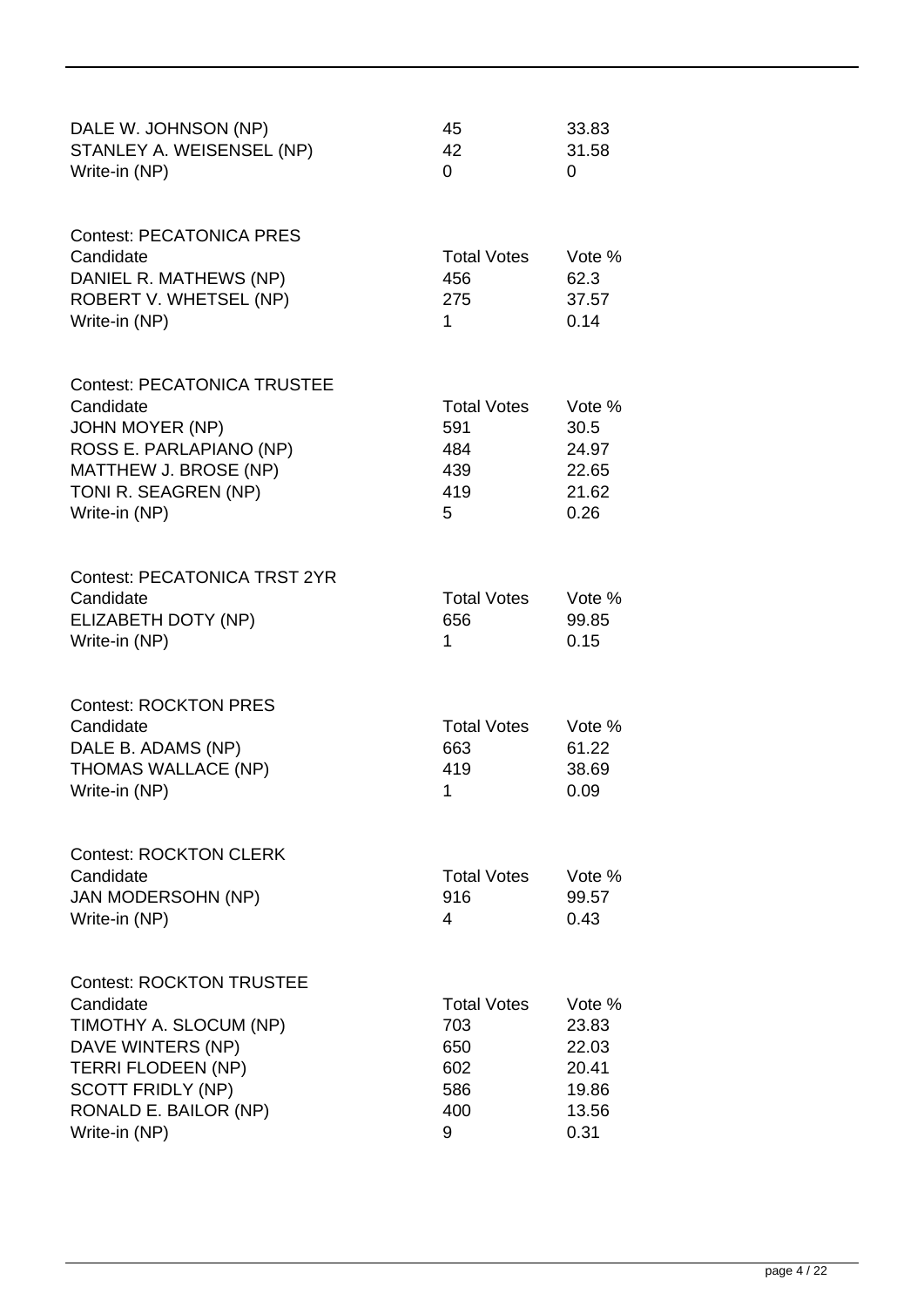| | | |
|---|---|---|
| DALE W. JOHNSON (NP) | 45 | 33.83 |
| STANLEY A. WEISENSEL (NP) | 42 | 31.58 |
| Write-in (NP) | 0 | 0 |

Contest: PECATONICA PRES

| Candidate | Total Votes | Vote % |
|---|---|---|
| DANIEL R. MATHEWS (NP) | 456 | 62.3 |
| ROBERT V. WHETSEL (NP) | 275 | 37.57 |
| Write-in (NP) | 1 | 0.14 |

Contest: PECATONICA TRUSTEE

| Candidate | Total Votes | Vote % |
|---|---|---|
| JOHN MOYER (NP) | 591 | 30.5 |
| ROSS E. PARLAPIANO (NP) | 484 | 24.97 |
| MATTHEW J. BROSE (NP) | 439 | 22.65 |
| TONI R. SEAGREN (NP) | 419 | 21.62 |
| Write-in (NP) | 5 | 0.26 |

Contest: PECATONICA TRST 2YR

| Candidate | Total Votes | Vote % |
|---|---|---|
| ELIZABETH DOTY (NP) | 656 | 99.85 |
| Write-in (NP) | 1 | 0.15 |

Contest: ROCKTON PRES

| Candidate | Total Votes | Vote % |
|---|---|---|
| DALE B. ADAMS (NP) | 663 | 61.22 |
| THOMAS WALLACE (NP) | 419 | 38.69 |
| Write-in (NP) | 1 | 0.09 |

Contest: ROCKTON CLERK

| Candidate | Total Votes | Vote % |
|---|---|---|
| JAN MODERSOHN (NP) | 916 | 99.57 |
| Write-in (NP) | 4 | 0.43 |

Contest: ROCKTON TRUSTEE

| Candidate | Total Votes | Vote % |
|---|---|---|
| TIMOTHY A. SLOCUM (NP) | 703 | 23.83 |
| DAVE WINTERS (NP) | 650 | 22.03 |
| TERRI FLODEEN (NP) | 602 | 20.41 |
| SCOTT FRIDLY (NP) | 586 | 19.86 |
| RONALD E. BAILOR (NP) | 400 | 13.56 |
| Write-in (NP) | 9 | 0.31 |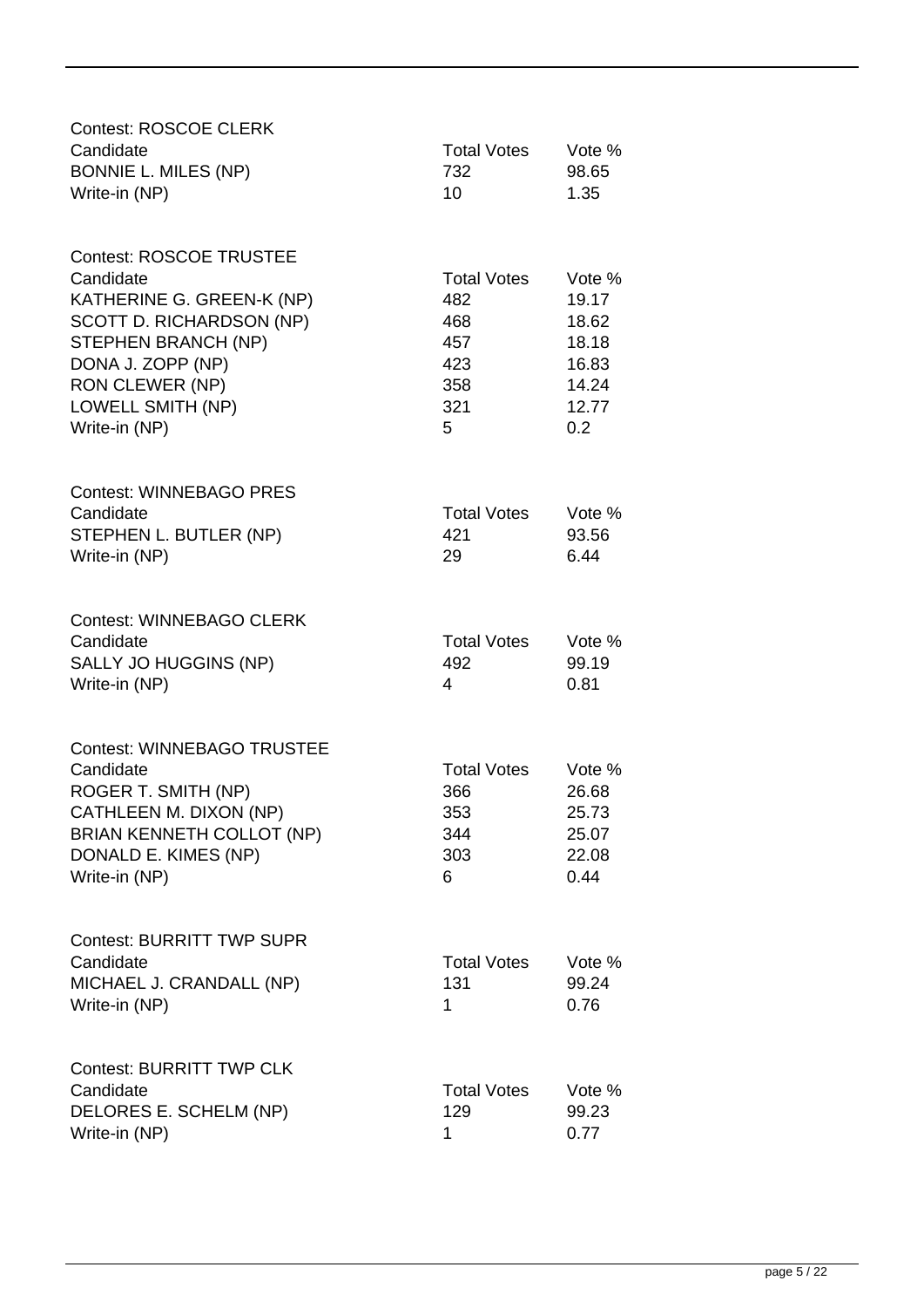Contest: ROSCOE CLERK

| Candidate | Total Votes | Vote % |
|---|---|---|
| BONNIE L. MILES (NP) | 732 | 98.65 |
| Write-in (NP) | 10 | 1.35 |

Contest: ROSCOE TRUSTEE

| Candidate | Total Votes | Vote % |
|---|---|---|
| KATHERINE G. GREEN-K (NP) | 482 | 19.17 |
| SCOTT D. RICHARDSON (NP) | 468 | 18.62 |
| STEPHEN BRANCH (NP) | 457 | 18.18 |
| DONA J. ZOPP (NP) | 423 | 16.83 |
| RON CLEWER (NP) | 358 | 14.24 |
| LOWELL SMITH (NP) | 321 | 12.77 |
| Write-in (NP) | 5 | 0.2 |

Contest: WINNEBAGO PRES

| Candidate | Total Votes | Vote % |
|---|---|---|
| STEPHEN L. BUTLER (NP) | 421 | 93.56 |
| Write-in (NP) | 29 | 6.44 |

Contest: WINNEBAGO CLERK

| Candidate | Total Votes | Vote % |
|---|---|---|
| SALLY JO HUGGINS (NP) | 492 | 99.19 |
| Write-in (NP) | 4 | 0.81 |

Contest: WINNEBAGO TRUSTEE

| Candidate | Total Votes | Vote % |
|---|---|---|
| ROGER T. SMITH (NP) | 366 | 26.68 |
| CATHLEEN M. DIXON (NP) | 353 | 25.73 |
| BRIAN KENNETH COLLOT (NP) | 344 | 25.07 |
| DONALD E. KIMES (NP) | 303 | 22.08 |
| Write-in (NP) | 6 | 0.44 |

Contest: BURRITT TWP SUPR

| Candidate | Total Votes | Vote % |
|---|---|---|
| MICHAEL J. CRANDALL (NP) | 131 | 99.24 |
| Write-in (NP) | 1 | 0.76 |

Contest: BURRITT TWP CLK

| Candidate | Total Votes | Vote % |
|---|---|---|
| DELORES E. SCHELM (NP) | 129 | 99.23 |
| Write-in (NP) | 1 | 0.77 |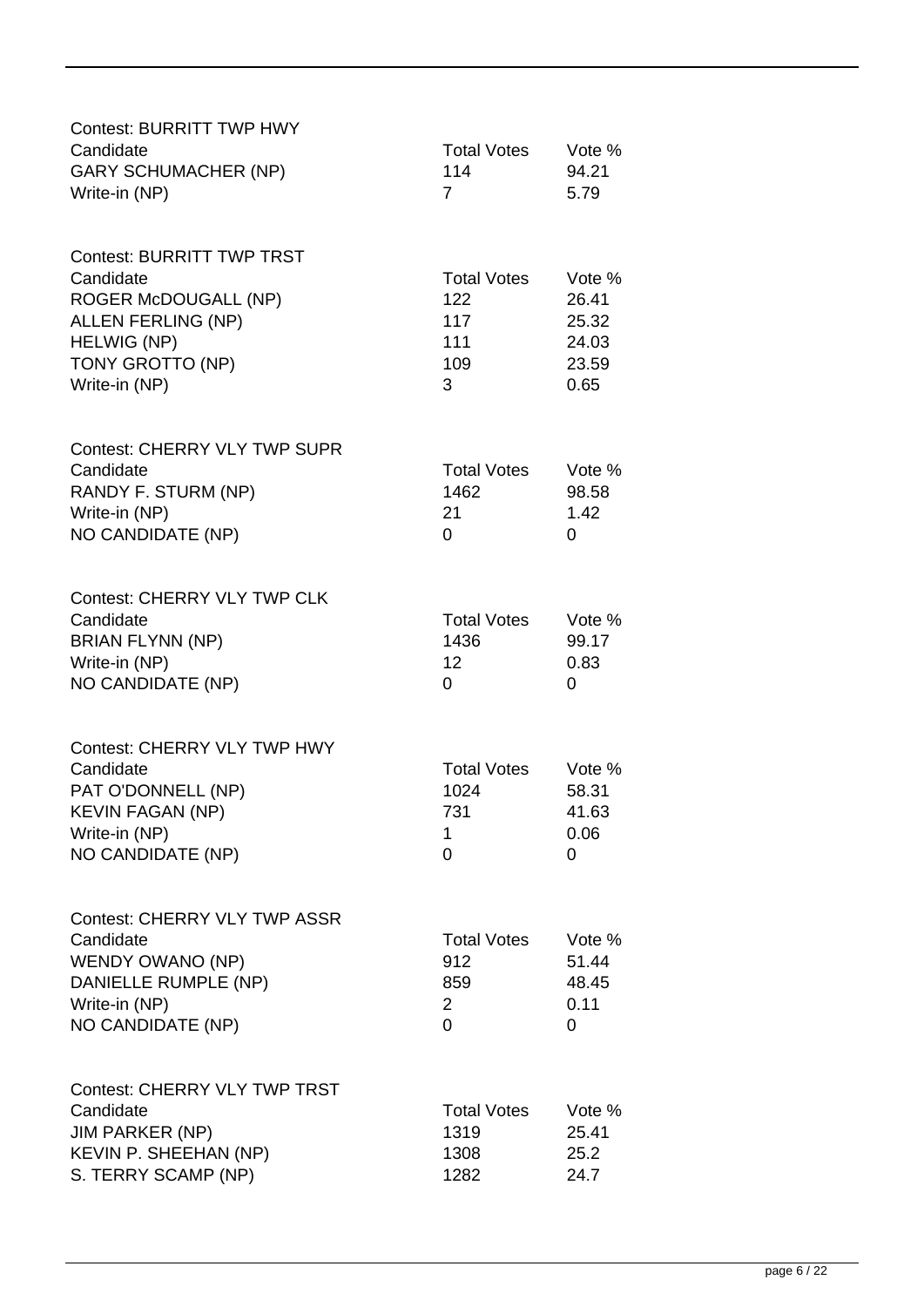Contest: BURRITT TWP HWY

| Candidate | Total Votes | Vote % |
|---|---|---|
| GARY SCHUMACHER (NP) | 114 | 94.21 |
| Write-in (NP) | 7 | 5.79 |

Contest: BURRITT TWP TRST

| Candidate | Total Votes | Vote % |
|---|---|---|
| ROGER McDOUGALL (NP) | 122 | 26.41 |
| ALLEN FERLING (NP) | 117 | 25.32 |
| HELWIG (NP) | 111 | 24.03 |
| TONY GROTTO (NP) | 109 | 23.59 |
| Write-in (NP) | 3 | 0.65 |

Contest: CHERRY VLY TWP SUPR

| Candidate | Total Votes | Vote % |
|---|---|---|
| RANDY F. STURM (NP) | 1462 | 98.58 |
| Write-in (NP) | 21 | 1.42 |
| NO CANDIDATE (NP) | 0 | 0 |

Contest: CHERRY VLY TWP CLK

| Candidate | Total Votes | Vote % |
|---|---|---|
| BRIAN FLYNN (NP) | 1436 | 99.17 |
| Write-in (NP) | 12 | 0.83 |
| NO CANDIDATE (NP) | 0 | 0 |

Contest: CHERRY VLY TWP HWY

| Candidate | Total Votes | Vote % |
|---|---|---|
| PAT O'DONNELL (NP) | 1024 | 58.31 |
| KEVIN FAGAN (NP) | 731 | 41.63 |
| Write-in (NP) | 1 | 0.06 |
| NO CANDIDATE (NP) | 0 | 0 |

Contest: CHERRY VLY TWP ASSR

| Candidate | Total Votes | Vote % |
|---|---|---|
| WENDY OWANO (NP) | 912 | 51.44 |
| DANIELLE RUMPLE (NP) | 859 | 48.45 |
| Write-in (NP) | 2 | 0.11 |
| NO CANDIDATE (NP) | 0 | 0 |

Contest: CHERRY VLY TWP TRST

| Candidate | Total Votes | Vote % |
|---|---|---|
| JIM PARKER (NP) | 1319 | 25.41 |
| KEVIN P. SHEEHAN (NP) | 1308 | 25.2 |
| S. TERRY SCAMP (NP) | 1282 | 24.7 |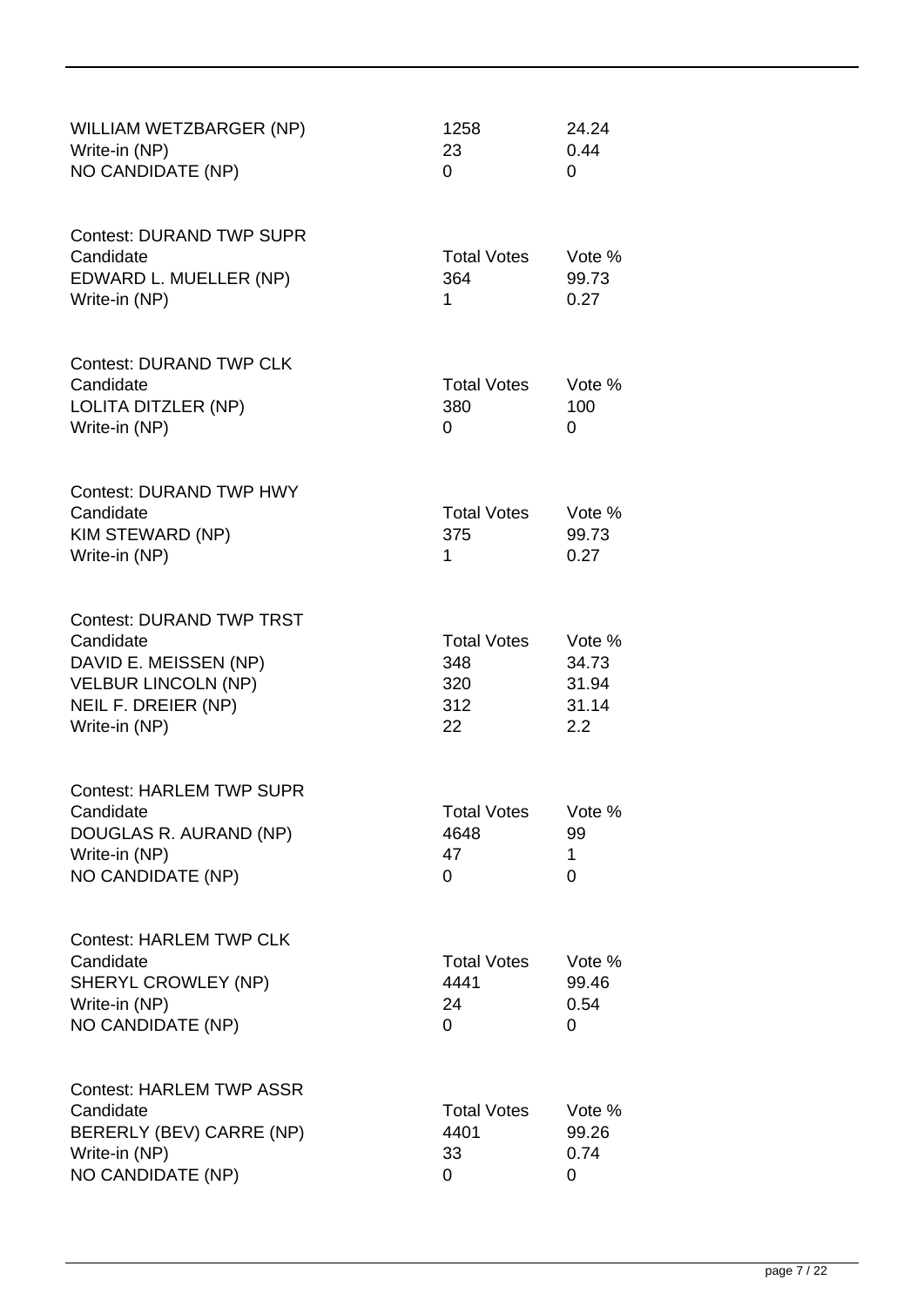| | | |
|---|---|---|
| WILLIAM WETZBARGER (NP) | 1258 | 24.24 |
| Write-in (NP) | 23 | 0.44 |
| NO CANDIDATE (NP) | 0 | 0 |

Contest: DURAND TWP SUPR

| Candidate | Total Votes | Vote % |
|---|---|---|
| EDWARD L. MUELLER (NP) | 364 | 99.73 |
| Write-in (NP) | 1 | 0.27 |

Contest: DURAND TWP CLK

| Candidate | Total Votes | Vote % |
|---|---|---|
| LOLITA DITZLER (NP) | 380 | 100 |
| Write-in (NP) | 0 | 0 |

Contest: DURAND TWP HWY

| Candidate | Total Votes | Vote % |
|---|---|---|
| KIM STEWARD (NP) | 375 | 99.73 |
| Write-in (NP) | 1 | 0.27 |

Contest: DURAND TWP TRST

| Candidate | Total Votes | Vote % |
|---|---|---|
| DAVID E. MEISSEN (NP) | 348 | 34.73 |
| VELBUR LINCOLN (NP) | 320 | 31.94 |
| NEIL F. DREIER (NP) | 312 | 31.14 |
| Write-in (NP) | 22 | 2.2 |

Contest: HARLEM TWP SUPR

| Candidate | Total Votes | Vote % |
|---|---|---|
| DOUGLAS R. AURAND (NP) | 4648 | 99 |
| Write-in (NP) | 47 | 1 |
| NO CANDIDATE (NP) | 0 | 0 |

Contest: HARLEM TWP CLK

| Candidate | Total Votes | Vote % |
|---|---|---|
| SHERYL CROWLEY (NP) | 4441 | 99.46 |
| Write-in (NP) | 24 | 0.54 |
| NO CANDIDATE (NP) | 0 | 0 |

Contest: HARLEM TWP ASSR

| Candidate | Total Votes | Vote % |
|---|---|---|
| BERERLY (BEV) CARRE (NP) | 4401 | 99.26 |
| Write-in (NP) | 33 | 0.74 |
| NO CANDIDATE (NP) | 0 | 0 |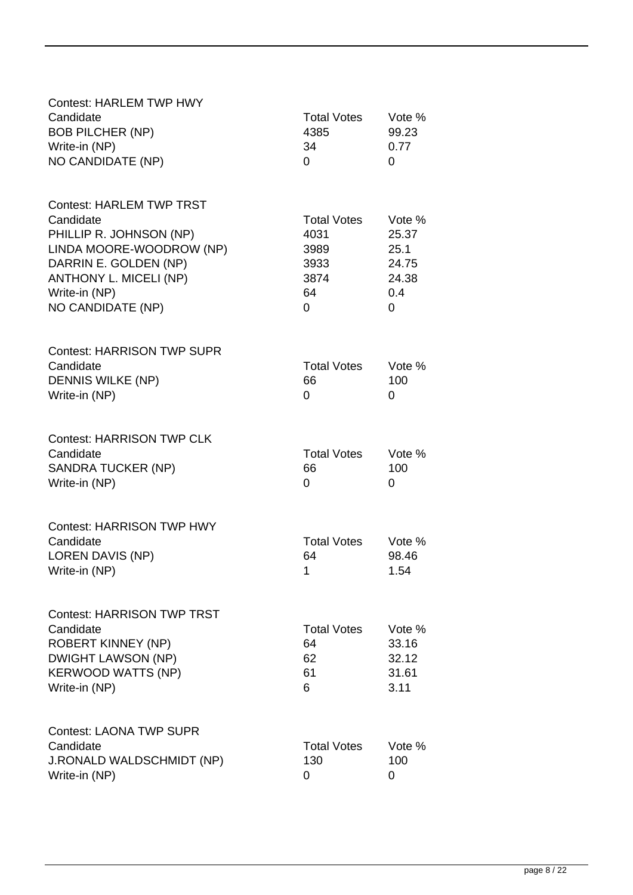Contest: HARLEM TWP HWY

| Candidate | Total Votes | Vote % |
| --- | --- | --- |
| BOB PILCHER (NP) | 4385 | 99.23 |
| Write-in (NP) | 34 | 0.77 |
| NO CANDIDATE (NP) | 0 | 0 |

Contest: HARLEM TWP TRST

| Candidate | Total Votes | Vote % |
| --- | --- | --- |
| PHILLIP R. JOHNSON (NP) | 4031 | 25.37 |
| LINDA MOORE-WOODROW (NP) | 3989 | 25.1 |
| DARRIN E. GOLDEN (NP) | 3933 | 24.75 |
| ANTHONY L. MICELI (NP) | 3874 | 24.38 |
| Write-in (NP) | 64 | 0.4 |
| NO CANDIDATE (NP) | 0 | 0 |

Contest: HARRISON TWP SUPR

| Candidate | Total Votes | Vote % |
| --- | --- | --- |
| DENNIS WILKE (NP) | 66 | 100 |
| Write-in (NP) | 0 | 0 |

Contest: HARRISON TWP CLK

| Candidate | Total Votes | Vote % |
| --- | --- | --- |
| SANDRA TUCKER (NP) | 66 | 100 |
| Write-in (NP) | 0 | 0 |

Contest: HARRISON TWP HWY

| Candidate | Total Votes | Vote % |
| --- | --- | --- |
| LOREN DAVIS (NP) | 64 | 98.46 |
| Write-in (NP) | 1 | 1.54 |

Contest: HARRISON TWP TRST

| Candidate | Total Votes | Vote % |
| --- | --- | --- |
| ROBERT KINNEY (NP) | 64 | 33.16 |
| DWIGHT LAWSON (NP) | 62 | 32.12 |
| KERWOOD WATTS (NP) | 61 | 31.61 |
| Write-in (NP) | 6 | 3.11 |

Contest: LAONA TWP SUPR

| Candidate | Total Votes | Vote % |
| --- | --- | --- |
| J.RONALD WALDSCHMIDT (NP) | 130 | 100 |
| Write-in (NP) | 0 | 0 |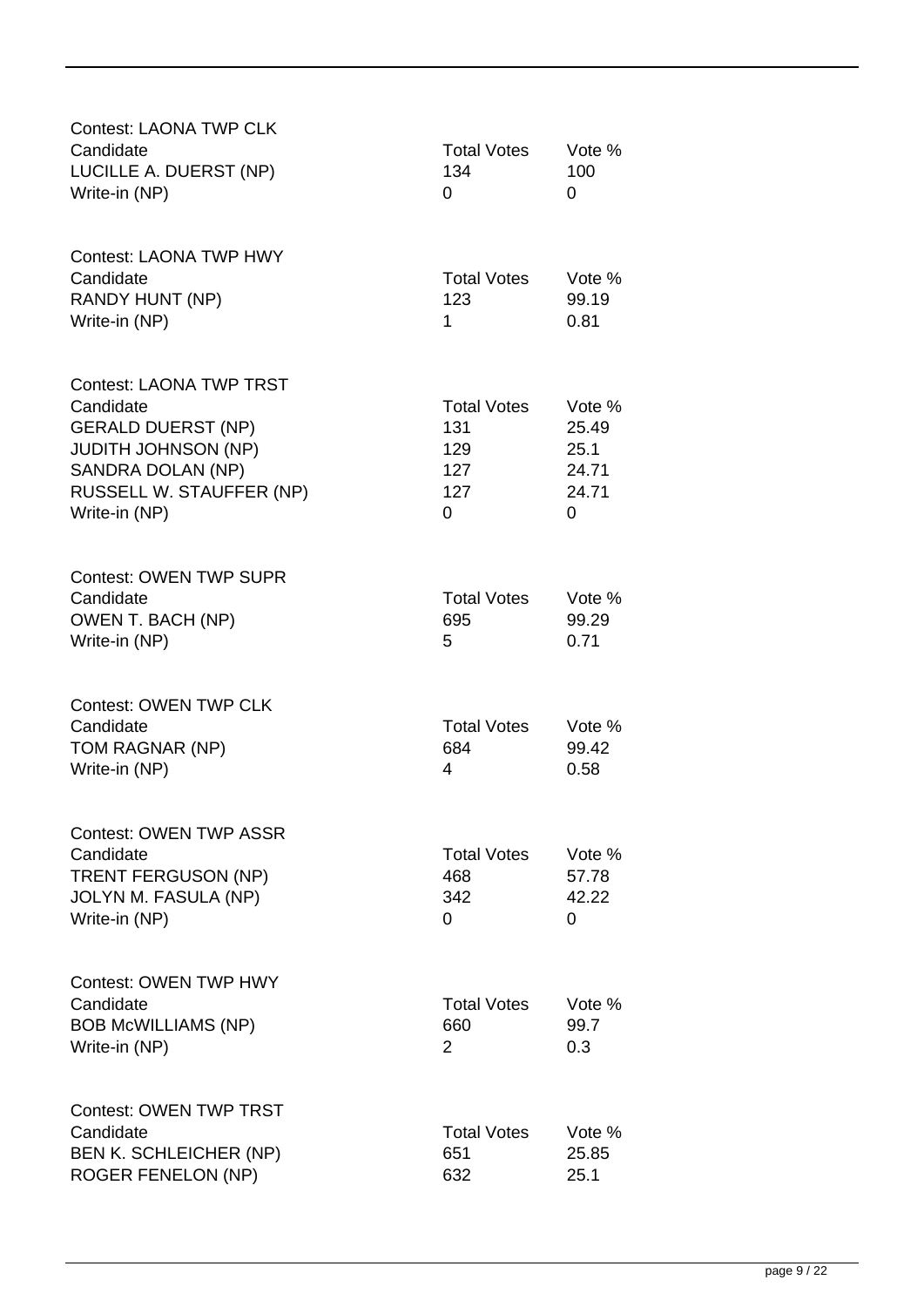Contest: LAONA TWP CLK

| Candidate | Total Votes | Vote % |
|---|---|---|
| LUCILLE A. DUERST (NP) | 134 | 100 |
| Write-in (NP) | 0 | 0 |

Contest: LAONA TWP HWY

| Candidate | Total Votes | Vote % |
|---|---|---|
| RANDY HUNT (NP) | 123 | 99.19 |
| Write-in (NP) | 1 | 0.81 |

Contest: LAONA TWP TRST

| Candidate | Total Votes | Vote % |
|---|---|---|
| GERALD DUERST (NP) | 131 | 25.49 |
| JUDITH JOHNSON (NP) | 129 | 25.1 |
| SANDRA DOLAN (NP) | 127 | 24.71 |
| RUSSELL W. STAUFFER (NP) | 127 | 24.71 |
| Write-in (NP) | 0 | 0 |

Contest: OWEN TWP SUPR

| Candidate | Total Votes | Vote % |
|---|---|---|
| OWEN T. BACH (NP) | 695 | 99.29 |
| Write-in (NP) | 5 | 0.71 |

Contest: OWEN TWP CLK

| Candidate | Total Votes | Vote % |
|---|---|---|
| TOM RAGNAR (NP) | 684 | 99.42 |
| Write-in (NP) | 4 | 0.58 |

Contest: OWEN TWP ASSR

| Candidate | Total Votes | Vote % |
|---|---|---|
| TRENT FERGUSON (NP) | 468 | 57.78 |
| JOLYN M. FASULA (NP) | 342 | 42.22 |
| Write-in (NP) | 0 | 0 |

Contest: OWEN TWP HWY

| Candidate | Total Votes | Vote % |
|---|---|---|
| BOB McWILLIAMS (NP) | 660 | 99.7 |
| Write-in (NP) | 2 | 0.3 |

Contest: OWEN TWP TRST

| Candidate | Total Votes | Vote % |
|---|---|---|
| BEN K. SCHLEICHER (NP) | 651 | 25.85 |
| ROGER FENELON (NP) | 632 | 25.1 |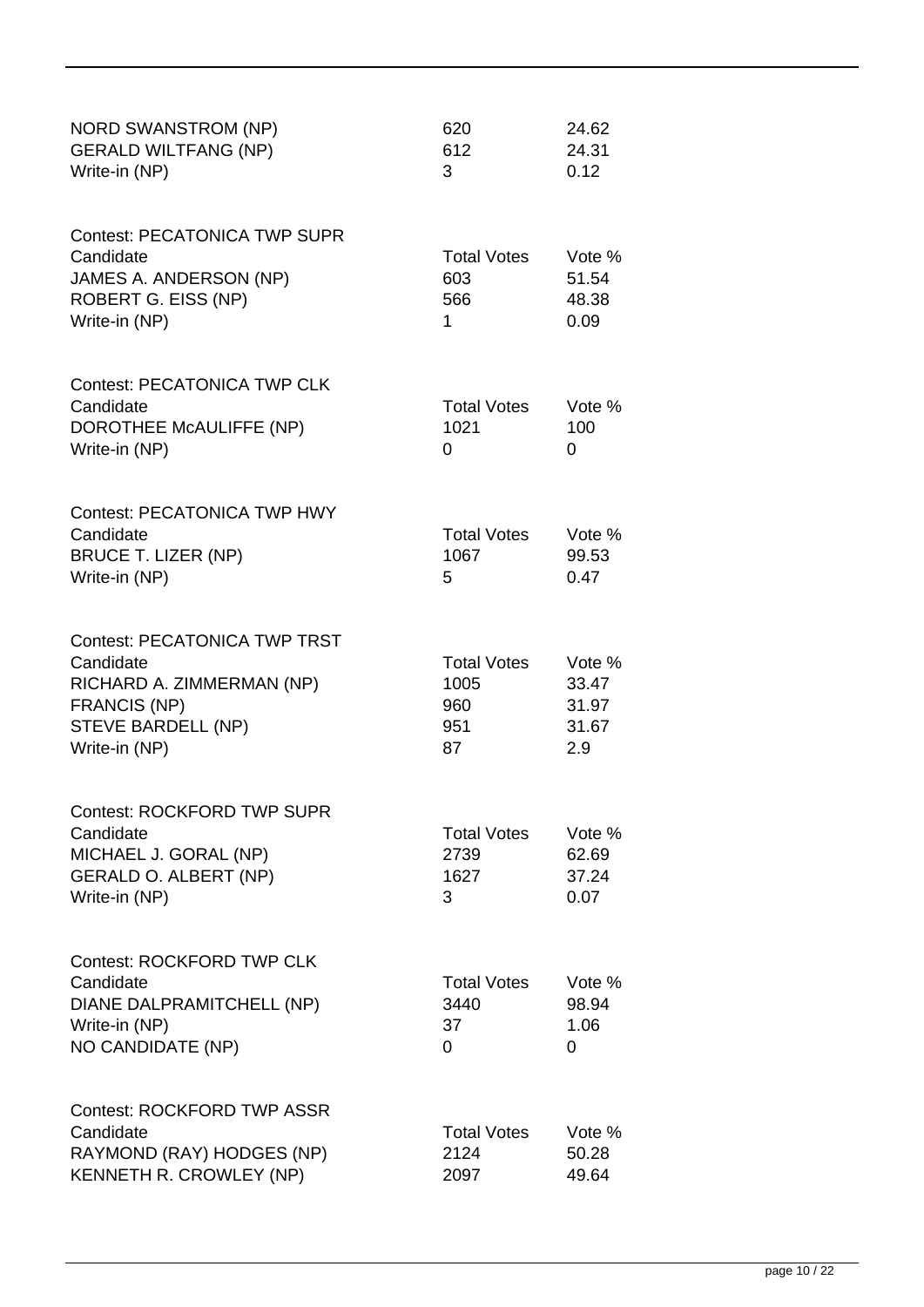| | | |
|---|---|---|
| NORD SWANSTROM (NP) | 620 | 24.62 |
| GERALD WILTFANG (NP) | 612 | 24.31 |
| Write-in (NP) | 3 | 0.12 |

Contest: PECATONICA TWP SUPR

| Candidate | Total Votes | Vote % |
|---|---|---|
| JAMES A. ANDERSON (NP) | 603 | 51.54 |
| ROBERT G. EISS (NP) | 566 | 48.38 |
| Write-in (NP) | 1 | 0.09 |

Contest: PECATONICA TWP CLK

| Candidate | Total Votes | Vote % |
|---|---|---|
| DOROTHEE McAULIFFE (NP) | 1021 | 100 |
| Write-in (NP) | 0 | 0 |

Contest: PECATONICA TWP HWY

| Candidate | Total Votes | Vote % |
|---|---|---|
| BRUCE T. LIZER (NP) | 1067 | 99.53 |
| Write-in (NP) | 5 | 0.47 |

Contest: PECATONICA TWP TRST

| Candidate | Total Votes | Vote % |
|---|---|---|
| RICHARD A. ZIMMERMAN (NP) | 1005 | 33.47 |
| FRANCIS (NP) | 960 | 31.97 |
| STEVE BARDELL (NP) | 951 | 31.67 |
| Write-in (NP) | 87 | 2.9 |

Contest: ROCKFORD TWP SUPR

| Candidate | Total Votes | Vote % |
|---|---|---|
| MICHAEL J. GORAL (NP) | 2739 | 62.69 |
| GERALD O. ALBERT (NP) | 1627 | 37.24 |
| Write-in (NP) | 3 | 0.07 |

Contest: ROCKFORD TWP CLK

| Candidate | Total Votes | Vote % |
|---|---|---|
| DIANE DALPRAMITCHELL (NP) | 3440 | 98.94 |
| Write-in (NP) | 37 | 1.06 |
| NO CANDIDATE (NP) | 0 | 0 |

Contest: ROCKFORD TWP ASSR

| Candidate | Total Votes | Vote % |
|---|---|---|
| RAYMOND (RAY) HODGES (NP) | 2124 | 50.28 |
| KENNETH R. CROWLEY (NP) | 2097 | 49.64 |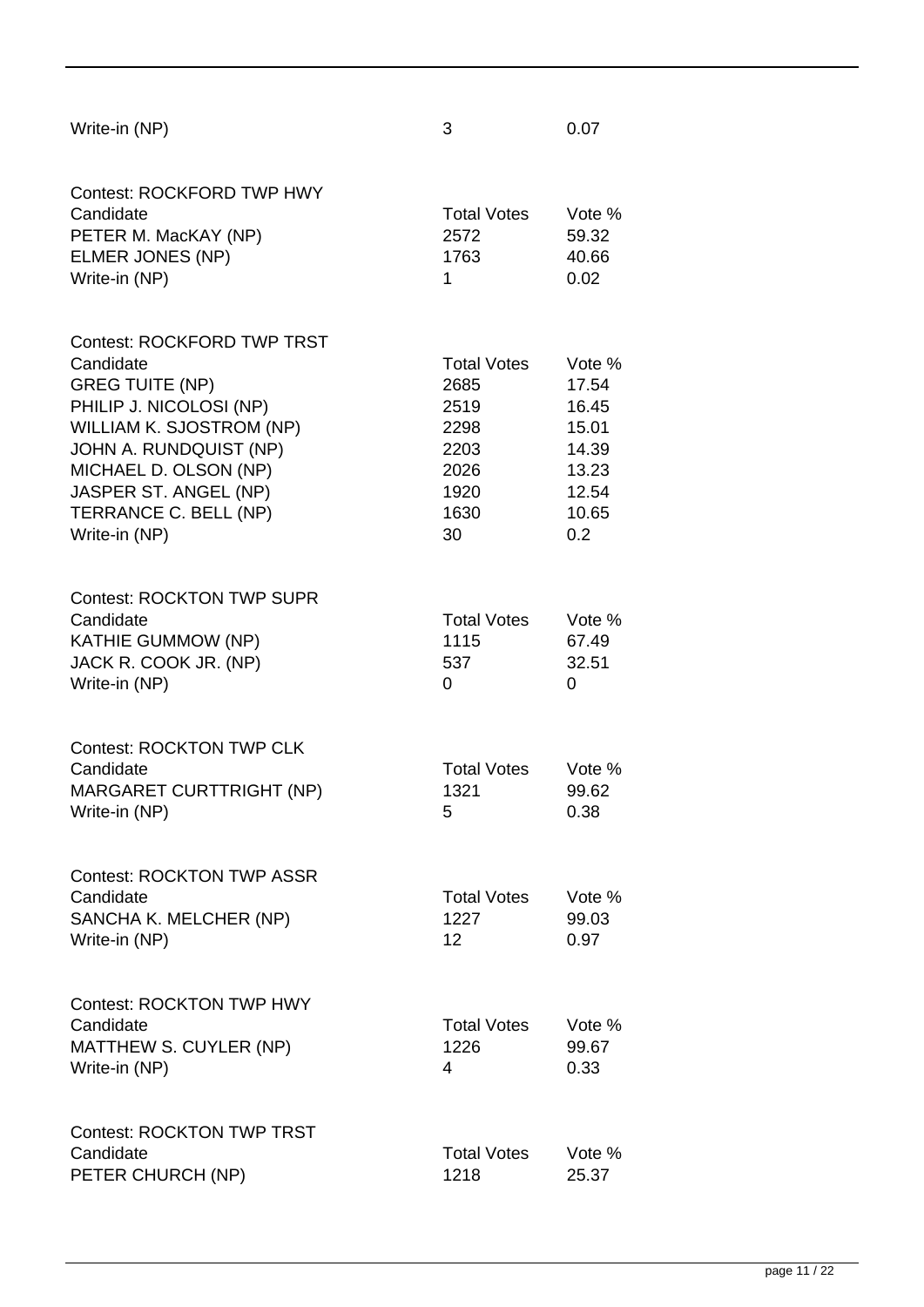| | | |
|---|---|---|
| Write-in (NP) | 3 | 0.07 |

Contest: ROCKFORD TWP HWY

| Candidate | Total Votes | Vote % |
|---|---|---|
| PETER M. MacKAY (NP) | 2572 | 59.32 |
| ELMER JONES (NP) | 1763 | 40.66 |
| Write-in (NP) | 1 | 0.02 |

Contest: ROCKFORD TWP TRST

| Candidate | Total Votes | Vote % |
|---|---|---|
| GREG TUITE (NP) | 2685 | 17.54 |
| PHILIP J. NICOLOSI (NP) | 2519 | 16.45 |
| WILLIAM K. SJOSTROM (NP) | 2298 | 15.01 |
| JOHN A. RUNDQUIST (NP) | 2203 | 14.39 |
| MICHAEL D. OLSON (NP) | 2026 | 13.23 |
| JASPER ST. ANGEL (NP) | 1920 | 12.54 |
| TERRANCE C. BELL (NP) | 1630 | 10.65 |
| Write-in (NP) | 30 | 0.2 |

Contest: ROCKTON TWP SUPR

| Candidate | Total Votes | Vote % |
|---|---|---|
| KATHIE GUMMOW (NP) | 1115 | 67.49 |
| JACK R. COOK JR. (NP) | 537 | 32.51 |
| Write-in (NP) | 0 | 0 |

Contest: ROCKTON TWP CLK

| Candidate | Total Votes | Vote % |
|---|---|---|
| MARGARET CURTTRIGHT (NP) | 1321 | 99.62 |
| Write-in (NP) | 5 | 0.38 |

Contest: ROCKTON TWP ASSR

| Candidate | Total Votes | Vote % |
|---|---|---|
| SANCHA K. MELCHER (NP) | 1227 | 99.03 |
| Write-in (NP) | 12 | 0.97 |

Contest: ROCKTON TWP HWY

| Candidate | Total Votes | Vote % |
|---|---|---|
| MATTHEW S. CUYLER (NP) | 1226 | 99.67 |
| Write-in (NP) | 4 | 0.33 |

Contest: ROCKTON TWP TRST

| Candidate | Total Votes | Vote % |
|---|---|---|
| PETER CHURCH (NP) | 1218 | 25.37 |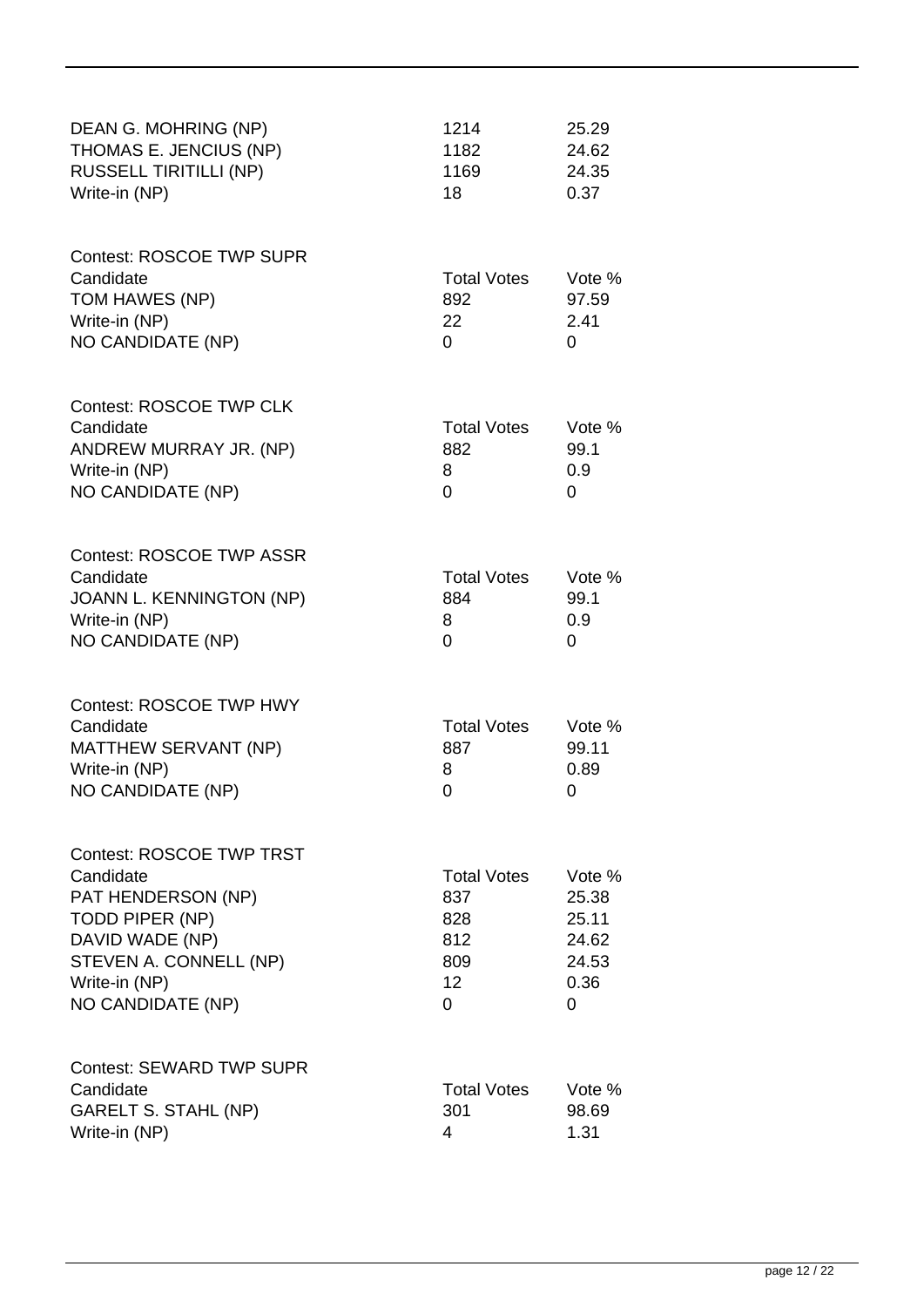| | | |
|---|---|---|
| DEAN G. MOHRING (NP) | 1214 | 25.29 |
| THOMAS E. JENCIUS (NP) | 1182 | 24.62 |
| RUSSELL TIRITILLI (NP) | 1169 | 24.35 |
| Write-in (NP) | 18 | 0.37 |

Contest: ROSCOE TWP SUPR

| Candidate | Total Votes | Vote % |
|---|---|---|
| TOM HAWES (NP) | 892 | 97.59 |
| Write-in (NP) | 22 | 2.41 |
| NO CANDIDATE (NP) | 0 | 0 |

Contest: ROSCOE TWP CLK

| Candidate | Total Votes | Vote % |
|---|---|---|
| ANDREW MURRAY JR. (NP) | 882 | 99.1 |
| Write-in (NP) | 8 | 0.9 |
| NO CANDIDATE (NP) | 0 | 0 |

Contest: ROSCOE TWP ASSR

| Candidate | Total Votes | Vote % |
|---|---|---|
| JOANN L. KENNINGTON (NP) | 884 | 99.1 |
| Write-in (NP) | 8 | 0.9 |
| NO CANDIDATE (NP) | 0 | 0 |

Contest: ROSCOE TWP HWY

| Candidate | Total Votes | Vote % |
|---|---|---|
| MATTHEW SERVANT (NP) | 887 | 99.11 |
| Write-in (NP) | 8 | 0.89 |
| NO CANDIDATE (NP) | 0 | 0 |

Contest: ROSCOE TWP TRST

| Candidate | Total Votes | Vote % |
|---|---|---|
| PAT HENDERSON (NP) | 837 | 25.38 |
| TODD PIPER (NP) | 828 | 25.11 |
| DAVID WADE (NP) | 812 | 24.62 |
| STEVEN A. CONNELL (NP) | 809 | 24.53 |
| Write-in (NP) | 12 | 0.36 |
| NO CANDIDATE (NP) | 0 | 0 |

Contest: SEWARD TWP SUPR

| Candidate | Total Votes | Vote % |
|---|---|---|
| GARELT S. STAHL (NP) | 301 | 98.69 |
| Write-in (NP) | 4 | 1.31 |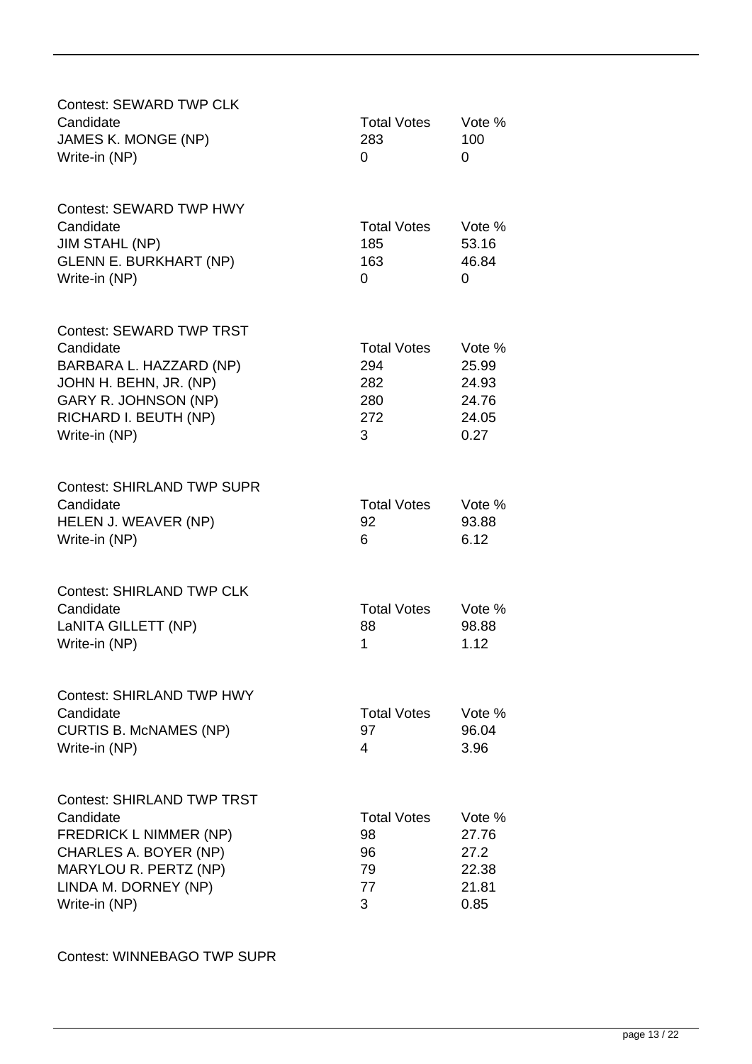Contest: SEWARD TWP CLK

| Candidate | Total Votes | Vote % |
| --- | --- | --- |
| JAMES K. MONGE (NP) | 283 | 100 |
| Write-in (NP) | 0 | 0 |

Contest: SEWARD TWP HWY

| Candidate | Total Votes | Vote % |
| --- | --- | --- |
| JIM STAHL (NP) | 185 | 53.16 |
| GLENN E. BURKHART (NP) | 163 | 46.84 |
| Write-in (NP) | 0 | 0 |

Contest: SEWARD TWP TRST

| Candidate | Total Votes | Vote % |
| --- | --- | --- |
| BARBARA L. HAZZARD (NP) | 294 | 25.99 |
| JOHN H. BEHN, JR. (NP) | 282 | 24.93 |
| GARY R. JOHNSON (NP) | 280 | 24.76 |
| RICHARD I. BEUTH (NP) | 272 | 24.05 |
| Write-in (NP) | 3 | 0.27 |

Contest: SHIRLAND TWP SUPR

| Candidate | Total Votes | Vote % |
| --- | --- | --- |
| HELEN J. WEAVER (NP) | 92 | 93.88 |
| Write-in (NP) | 6 | 6.12 |

Contest: SHIRLAND TWP CLK

| Candidate | Total Votes | Vote % |
| --- | --- | --- |
| LaNITA GILLETT (NP) | 88 | 98.88 |
| Write-in (NP) | 1 | 1.12 |

Contest: SHIRLAND TWP HWY

| Candidate | Total Votes | Vote % |
| --- | --- | --- |
| CURTIS B. McNAMES (NP) | 97 | 96.04 |
| Write-in (NP) | 4 | 3.96 |

Contest: SHIRLAND TWP TRST

| Candidate | Total Votes | Vote % |
| --- | --- | --- |
| FREDRICK L NIMMER (NP) | 98 | 27.76 |
| CHARLES A. BOYER (NP) | 96 | 27.2 |
| MARYLOU R. PERTZ (NP) | 79 | 22.38 |
| LINDA M. DORNEY (NP) | 77 | 21.81 |
| Write-in (NP) | 3 | 0.85 |

Contest: WINNEBAGO TWP SUPR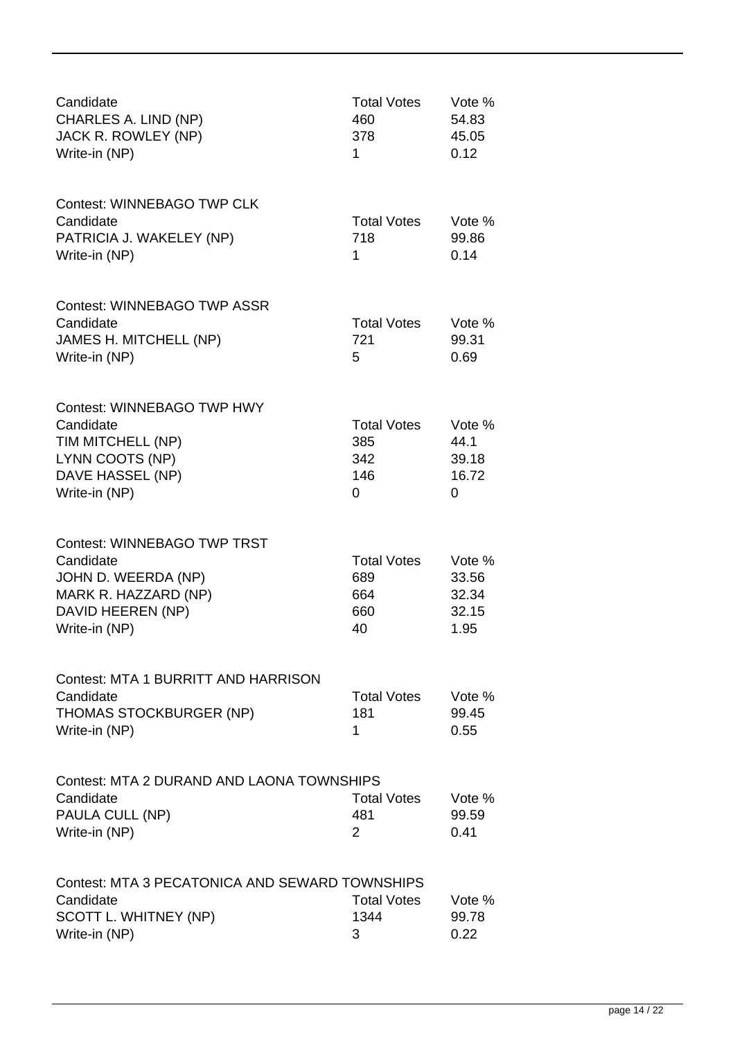| Candidate | Total Votes | Vote % |
| --- | --- | --- |
| CHARLES A. LIND (NP) | 460 | 54.83 |
| JACK R. ROWLEY (NP) | 378 | 45.05 |
| Write-in (NP) | 1 | 0.12 |

Contest: WINNEBAGO TWP CLK

| Candidate | Total Votes | Vote % |
| --- | --- | --- |
| PATRICIA J. WAKELEY (NP) | 718 | 99.86 |
| Write-in (NP) | 1 | 0.14 |

Contest: WINNEBAGO TWP ASSR

| Candidate | Total Votes | Vote % |
| --- | --- | --- |
| JAMES H. MITCHELL (NP) | 721 | 99.31 |
| Write-in (NP) | 5 | 0.69 |

Contest: WINNEBAGO TWP HWY

| Candidate | Total Votes | Vote % |
| --- | --- | --- |
| TIM MITCHELL (NP) | 385 | 44.1 |
| LYNN COOTS (NP) | 342 | 39.18 |
| DAVE HASSEL (NP) | 146 | 16.72 |
| Write-in (NP) | 0 | 0 |

Contest: WINNEBAGO TWP TRST

| Candidate | Total Votes | Vote % |
| --- | --- | --- |
| JOHN D. WEERDA (NP) | 689 | 33.56 |
| MARK R. HAZZARD (NP) | 664 | 32.34 |
| DAVID HEEREN (NP) | 660 | 32.15 |
| Write-in (NP) | 40 | 1.95 |

Contest: MTA 1 BURRITT AND HARRISON

| Candidate | Total Votes | Vote % |
| --- | --- | --- |
| THOMAS STOCKBURGER (NP) | 181 | 99.45 |
| Write-in (NP) | 1 | 0.55 |

Contest: MTA 2 DURAND AND LAONA TOWNSHIPS

| Candidate | Total Votes | Vote % |
| --- | --- | --- |
| PAULA CULL (NP) | 481 | 99.59 |
| Write-in (NP) | 2 | 0.41 |

Contest: MTA 3 PECATONICA AND SEWARD TOWNSHIPS

| Candidate | Total Votes | Vote % |
| --- | --- | --- |
| SCOTT L. WHITNEY (NP) | 1344 | 99.78 |
| Write-in (NP) | 3 | 0.22 |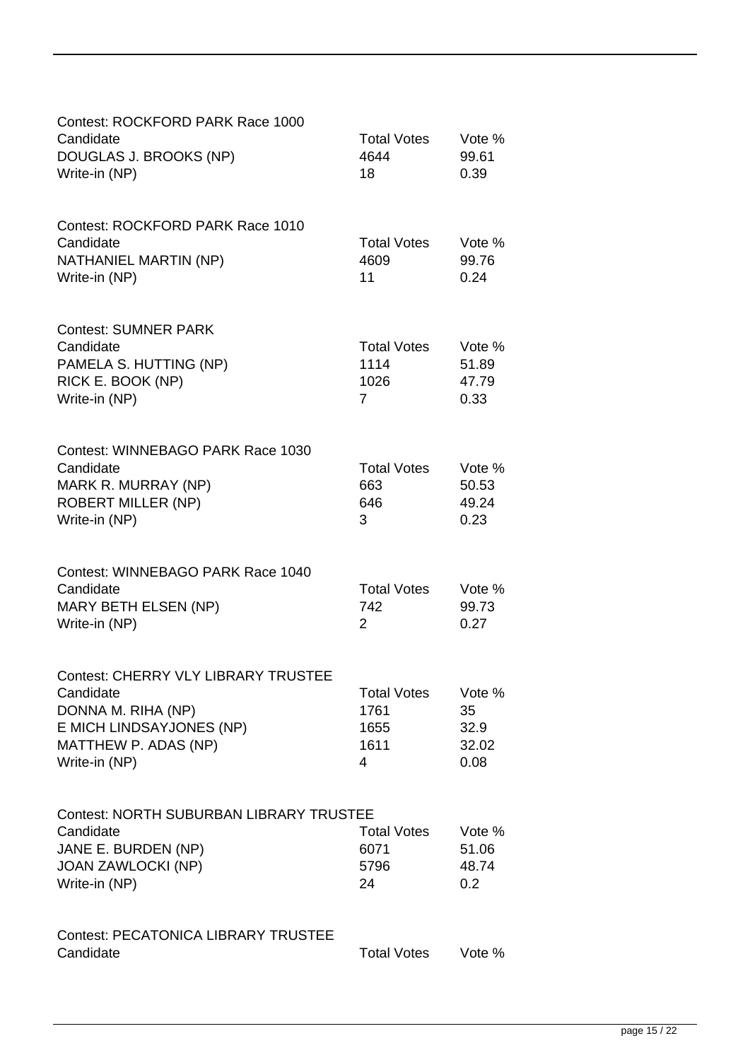Contest: ROCKFORD PARK Race 1000

| Candidate | Total Votes | Vote % |
|---|---|---|
| DOUGLAS J. BROOKS (NP) | 4644 | 99.61 |
| Write-in (NP) | 18 | 0.39 |

Contest: ROCKFORD PARK Race 1010

| Candidate | Total Votes | Vote % |
|---|---|---|
| NATHANIEL MARTIN (NP) | 4609 | 99.76 |
| Write-in (NP) | 11 | 0.24 |

Contest: SUMNER PARK

| Candidate | Total Votes | Vote % |
|---|---|---|
| PAMELA S. HUTTING (NP) | 1114 | 51.89 |
| RICK E. BOOK (NP) | 1026 | 47.79 |
| Write-in (NP) | 7 | 0.33 |

Contest: WINNEBAGO PARK Race 1030

| Candidate | Total Votes | Vote % |
|---|---|---|
| MARK R. MURRAY (NP) | 663 | 50.53 |
| ROBERT MILLER (NP) | 646 | 49.24 |
| Write-in (NP) | 3 | 0.23 |

Contest: WINNEBAGO PARK Race 1040

| Candidate | Total Votes | Vote % |
|---|---|---|
| MARY BETH ELSEN (NP) | 742 | 99.73 |
| Write-in (NP) | 2 | 0.27 |

Contest: CHERRY VLY LIBRARY TRUSTEE

| Candidate | Total Votes | Vote % |
|---|---|---|
| DONNA M. RIHA (NP) | 1761 | 35 |
| E MICH LINDSAYJONES (NP) | 1655 | 32.9 |
| MATTHEW P. ADAS (NP) | 1611 | 32.02 |
| Write-in (NP) | 4 | 0.08 |

Contest: NORTH SUBURBAN LIBRARY TRUSTEE

| Candidate | Total Votes | Vote % |
|---|---|---|
| JANE E. BURDEN (NP) | 6071 | 51.06 |
| JOAN ZAWLOCKI (NP) | 5796 | 48.74 |
| Write-in (NP) | 24 | 0.2 |

Contest: PECATONICA LIBRARY TRUSTEE

| Candidate | Total Votes | Vote % |
|---|---|---|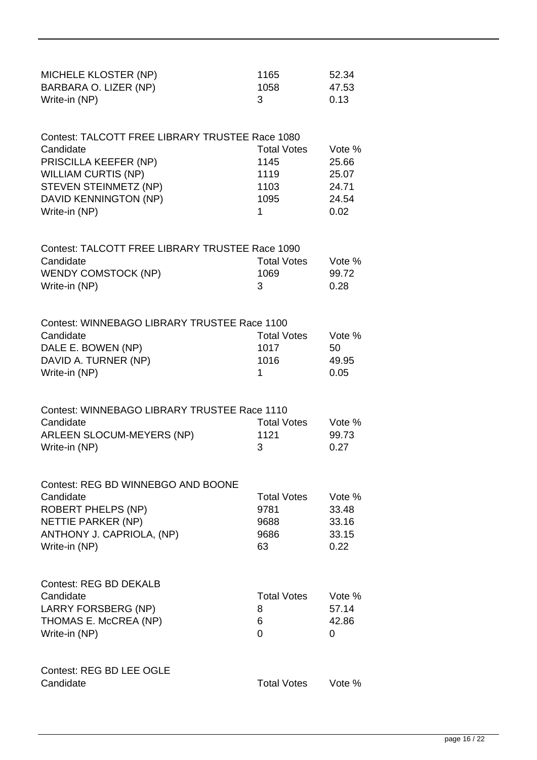| | | |
|---|---|---|
| MICHELE KLOSTER (NP) | 1165 | 52.34 |
| BARBARA O. LIZER (NP) | 1058 | 47.53 |
| Write-in (NP) | 3 | 0.13 |

Contest: TALCOTT FREE LIBRARY TRUSTEE Race 1080

| Candidate | Total Votes | Vote % |
|---|---|---|
| PRISCILLA KEEFER (NP) | 1145 | 25.66 |
| WILLIAM CURTIS (NP) | 1119 | 25.07 |
| STEVEN STEINMETZ (NP) | 1103 | 24.71 |
| DAVID KENNINGTON (NP) | 1095 | 24.54 |
| Write-in (NP) | 1 | 0.02 |

Contest: TALCOTT FREE LIBRARY TRUSTEE Race 1090

| Candidate | Total Votes | Vote % |
|---|---|---|
| WENDY COMSTOCK (NP) | 1069 | 99.72 |
| Write-in (NP) | 3 | 0.28 |

Contest: WINNEBAGO LIBRARY TRUSTEE Race 1100

| Candidate | Total Votes | Vote % |
|---|---|---|
| DALE E. BOWEN (NP) | 1017 | 50 |
| DAVID A. TURNER (NP) | 1016 | 49.95 |
| Write-in (NP) | 1 | 0.05 |

Contest: WINNEBAGO LIBRARY TRUSTEE Race 1110

| Candidate | Total Votes | Vote % |
|---|---|---|
| ARLEEN SLOCUM-MEYERS (NP) | 1121 | 99.73 |
| Write-in (NP) | 3 | 0.27 |

Contest: REG BD WINNEBGO AND BOONE

| Candidate | Total Votes | Vote % |
|---|---|---|
| ROBERT PHELPS (NP) | 9781 | 33.48 |
| NETTIE PARKER (NP) | 9688 | 33.16 |
| ANTHONY J. CAPRIOLA, (NP) | 9686 | 33.15 |
| Write-in (NP) | 63 | 0.22 |

Contest: REG BD DEKALB

| Candidate | Total Votes | Vote % |
|---|---|---|
| LARRY FORSBERG (NP) | 8 | 57.14 |
| THOMAS E. McCREA (NP) | 6 | 42.86 |
| Write-in (NP) | 0 | 0 |

Contest: REG BD LEE OGLE

| Candidate | Total Votes | Vote % |
|---|---|---|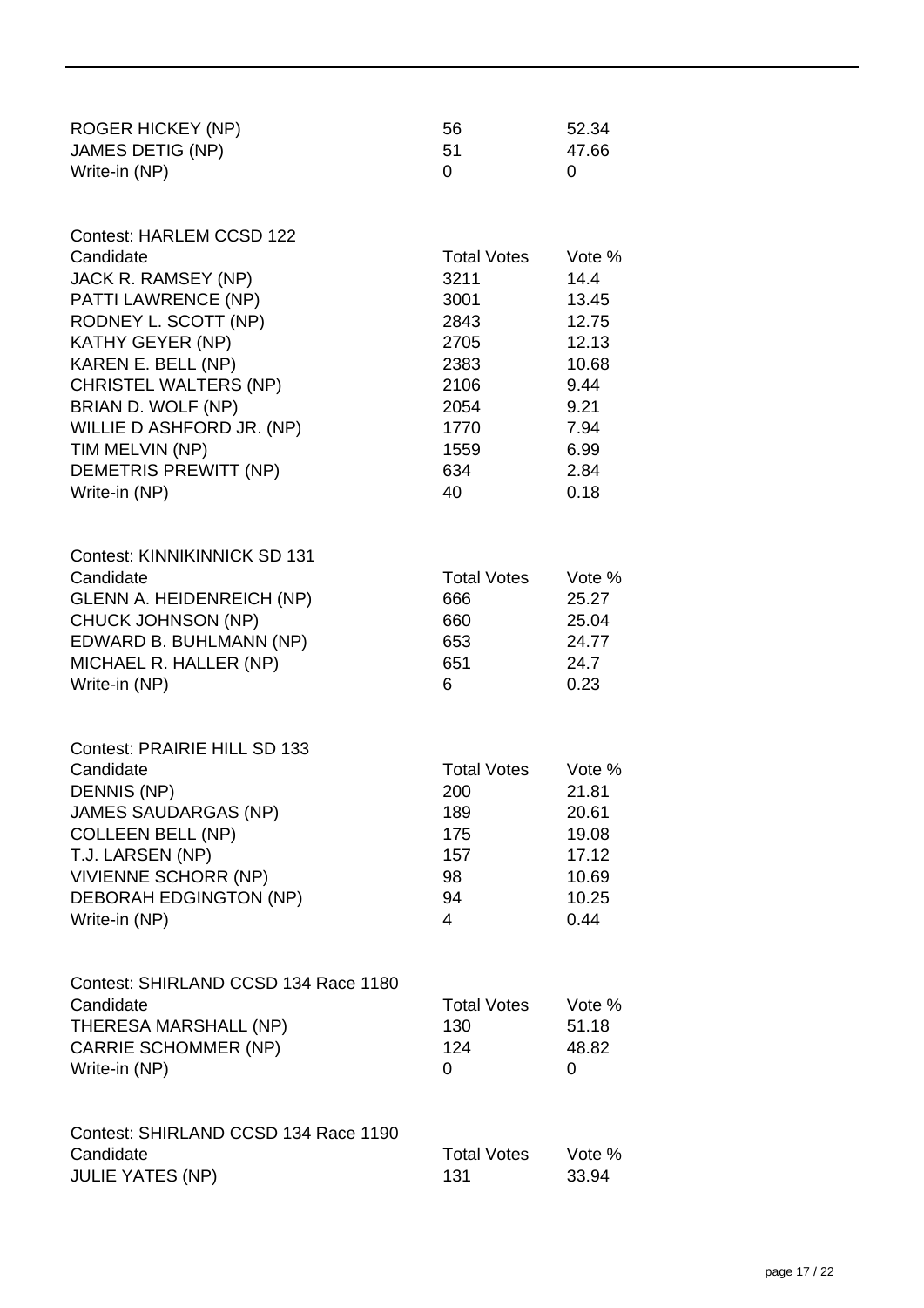| | | |
|---|---|---|
| ROGER HICKEY (NP) | 56 | 52.34 |
| JAMES DETIG (NP) | 51 | 47.66 |
| Write-in (NP) | 0 | 0 |

Contest: HARLEM CCSD 122

| Candidate | Total Votes | Vote % |
|---|---|---|
| JACK R. RAMSEY (NP) | 3211 | 14.4 |
| PATTI LAWRENCE (NP) | 3001 | 13.45 |
| RODNEY L. SCOTT (NP) | 2843 | 12.75 |
| KATHY GEYER (NP) | 2705 | 12.13 |
| KAREN E. BELL (NP) | 2383 | 10.68 |
| CHRISTEL WALTERS (NP) | 2106 | 9.44 |
| BRIAN D. WOLF (NP) | 2054 | 9.21 |
| WILLIE D ASHFORD JR. (NP) | 1770 | 7.94 |
| TIM MELVIN (NP) | 1559 | 6.99 |
| DEMETRIS PREWITT (NP) | 634 | 2.84 |
| Write-in (NP) | 40 | 0.18 |

Contest: KINNIKINNICK SD 131

| Candidate | Total Votes | Vote % |
|---|---|---|
| GLENN A. HEIDENREICH (NP) | 666 | 25.27 |
| CHUCK JOHNSON (NP) | 660 | 25.04 |
| EDWARD B. BUHLMANN (NP) | 653 | 24.77 |
| MICHAEL R. HALLER (NP) | 651 | 24.7 |
| Write-in (NP) | 6 | 0.23 |

Contest: PRAIRIE HILL SD 133

| Candidate | Total Votes | Vote % |
|---|---|---|
| DENNIS (NP) | 200 | 21.81 |
| JAMES SAUDARGAS (NP) | 189 | 20.61 |
| COLLEEN BELL (NP) | 175 | 19.08 |
| T.J. LARSEN (NP) | 157 | 17.12 |
| VIVIENNE SCHORR (NP) | 98 | 10.69 |
| DEBORAH EDGINGTON (NP) | 94 | 10.25 |
| Write-in (NP) | 4 | 0.44 |

Contest: SHIRLAND CCSD 134 Race 1180

| Candidate | Total Votes | Vote % |
|---|---|---|
| THERESA MARSHALL (NP) | 130 | 51.18 |
| CARRIE SCHOMMER (NP) | 124 | 48.82 |
| Write-in (NP) | 0 | 0 |

Contest: SHIRLAND CCSD 134 Race 1190

| Candidate | Total Votes | Vote % |
|---|---|---|
| JULIE YATES (NP) | 131 | 33.94 |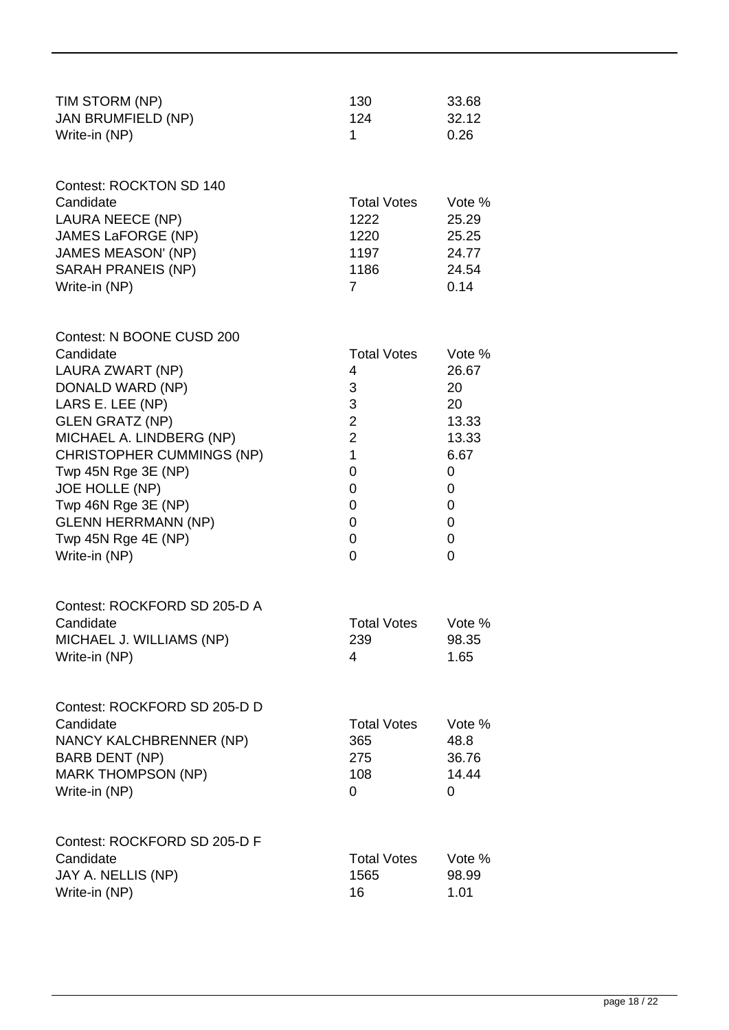| Candidate | Total Votes | Vote % |
|---|---|---|
| TIM STORM (NP) | 130 | 33.68 |
| JAN BRUMFIELD (NP) | 124 | 32.12 |
| Write-in (NP) | 1 | 0.26 |

Contest: ROCKTON SD 140

| Candidate | Total Votes | Vote % |
|---|---|---|
| LAURA NEECE (NP) | 1222 | 25.29 |
| JAMES LaFORGE (NP) | 1220 | 25.25 |
| JAMES MEASON' (NP) | 1197 | 24.77 |
| SARAH PRANEIS (NP) | 1186 | 24.54 |
| Write-in (NP) | 7 | 0.14 |

Contest: N BOONE CUSD 200

| Candidate | Total Votes | Vote % |
|---|---|---|
| LAURA ZWART (NP) | 4 | 26.67 |
| DONALD WARD (NP) | 3 | 20 |
| LARS E. LEE (NP) | 3 | 20 |
| GLEN GRATZ (NP) | 2 | 13.33 |
| MICHAEL A. LINDBERG (NP) | 2 | 13.33 |
| CHRISTOPHER CUMMINGS (NP) | 1 | 6.67 |
| Twp 45N Rge 3E (NP) | 0 | 0 |
| JOE HOLLE (NP) | 0 | 0 |
| Twp 46N Rge 3E (NP) | 0 | 0 |
| GLENN HERRMANN (NP) | 0 | 0 |
| Twp 45N Rge 4E (NP) | 0 | 0 |
| Write-in (NP) | 0 | 0 |

Contest: ROCKFORD SD 205-D A

| Candidate | Total Votes | Vote % |
|---|---|---|
| MICHAEL J. WILLIAMS (NP) | 239 | 98.35 |
| Write-in (NP) | 4 | 1.65 |

Contest: ROCKFORD SD 205-D D

| Candidate | Total Votes | Vote % |
|---|---|---|
| NANCY KALCHBRENNER (NP) | 365 | 48.8 |
| BARB DENT (NP) | 275 | 36.76 |
| MARK THOMPSON (NP) | 108 | 14.44 |
| Write-in (NP) | 0 | 0 |

Contest: ROCKFORD SD 205-D F

| Candidate | Total Votes | Vote % |
|---|---|---|
| JAY A. NELLIS (NP) | 1565 | 98.99 |
| Write-in (NP) | 16 | 1.01 |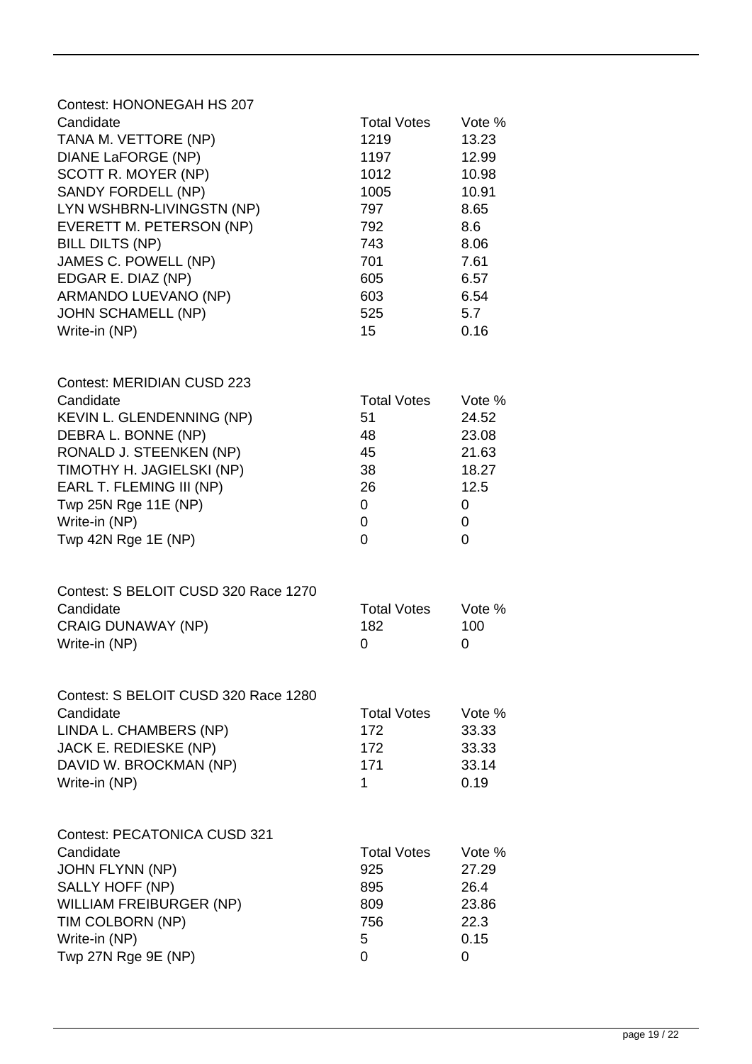Contest: HONONEGAH HS 207

| Candidate | Total Votes | Vote % |
|---|---|---|
| TANA M. VETTORE (NP) | 1219 | 13.23 |
| DIANE LaFORGE (NP) | 1197 | 12.99 |
| SCOTT R. MOYER (NP) | 1012 | 10.98 |
| SANDY FORDELL (NP) | 1005 | 10.91 |
| LYN WSHBRN-LIVINGSTN (NP) | 797 | 8.65 |
| EVERETT M. PETERSON (NP) | 792 | 8.6 |
| BILL DILTS (NP) | 743 | 8.06 |
| JAMES C. POWELL (NP) | 701 | 7.61 |
| EDGAR E. DIAZ (NP) | 605 | 6.57 |
| ARMANDO LUEVANO (NP) | 603 | 6.54 |
| JOHN SCHAMELL (NP) | 525 | 5.7 |
| Write-in (NP) | 15 | 0.16 |

Contest: MERIDIAN CUSD 223

| Candidate | Total Votes | Vote % |
|---|---|---|
| KEVIN L. GLENDENNING (NP) | 51 | 24.52 |
| DEBRA L. BONNE (NP) | 48 | 23.08 |
| RONALD J. STEENKEN (NP) | 45 | 21.63 |
| TIMOTHY H. JAGIELSKI (NP) | 38 | 18.27 |
| EARL T. FLEMING III (NP) | 26 | 12.5 |
| Twp 25N Rge 11E (NP) | 0 | 0 |
| Write-in (NP) | 0 | 0 |
| Twp 42N Rge 1E (NP) | 0 | 0 |

Contest: S BELOIT CUSD 320 Race 1270

| Candidate | Total Votes | Vote % |
|---|---|---|
| CRAIG DUNAWAY (NP) | 182 | 100 |
| Write-in (NP) | 0 | 0 |

Contest: S BELOIT CUSD 320 Race 1280

| Candidate | Total Votes | Vote % |
|---|---|---|
| LINDA L. CHAMBERS (NP) | 172 | 33.33 |
| JACK E. REDIESKE (NP) | 172 | 33.33 |
| DAVID W. BROCKMAN (NP) | 171 | 33.14 |
| Write-in (NP) | 1 | 0.19 |

Contest: PECATONICA CUSD 321

| Candidate | Total Votes | Vote % |
|---|---|---|
| JOHN FLYNN (NP) | 925 | 27.29 |
| SALLY HOFF (NP) | 895 | 26.4 |
| WILLIAM FREIBURGER (NP) | 809 | 23.86 |
| TIM COLBORN (NP) | 756 | 22.3 |
| Write-in (NP) | 5 | 0.15 |
| Twp 27N Rge 9E (NP) | 0 | 0 |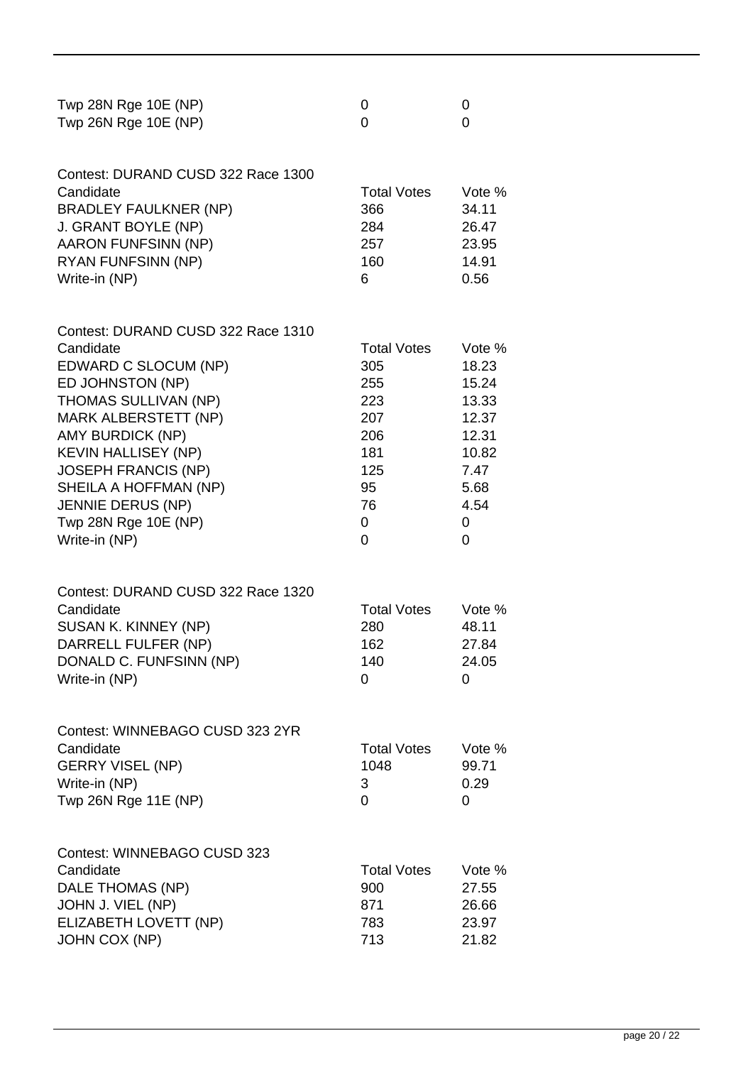| | | |
|---|---|---|
| Twp 28N Rge 10E (NP) | 0 | 0 |
| Twp 26N Rge 10E (NP) | 0 | 0 |

Contest: DURAND CUSD 322 Race 1300

| Candidate | Total Votes | Vote % |
|---|---|---|
| BRADLEY FAULKNER (NP) | 366 | 34.11 |
| J. GRANT BOYLE (NP) | 284 | 26.47 |
| AARON FUNFSINN (NP) | 257 | 23.95 |
| RYAN FUNFSINN (NP) | 160 | 14.91 |
| Write-in (NP) | 6 | 0.56 |

Contest: DURAND CUSD 322 Race 1310

| Candidate | Total Votes | Vote % |
|---|---|---|
| EDWARD C SLOCUM (NP) | 305 | 18.23 |
| ED JOHNSTON (NP) | 255 | 15.24 |
| THOMAS SULLIVAN (NP) | 223 | 13.33 |
| MARK ALBERSTETT (NP) | 207 | 12.37 |
| AMY BURDICK (NP) | 206 | 12.31 |
| KEVIN HALLISEY (NP) | 181 | 10.82 |
| JOSEPH FRANCIS (NP) | 125 | 7.47 |
| SHEILA A HOFFMAN (NP) | 95 | 5.68 |
| JENNIE DERUS (NP) | 76 | 4.54 |
| Twp 28N Rge 10E (NP) | 0 | 0 |
| Write-in (NP) | 0 | 0 |

Contest: DURAND CUSD 322 Race 1320

| Candidate | Total Votes | Vote % |
|---|---|---|
| SUSAN K. KINNEY (NP) | 280 | 48.11 |
| DARRELL FULFER (NP) | 162 | 27.84 |
| DONALD C. FUNFSINN (NP) | 140 | 24.05 |
| Write-in (NP) | 0 | 0 |

Contest: WINNEBAGO CUSD 323 2YR

| Candidate | Total Votes | Vote % |
|---|---|---|
| GERRY VISEL (NP) | 1048 | 99.71 |
| Write-in (NP) | 3 | 0.29 |
| Twp 26N Rge 11E (NP) | 0 | 0 |

Contest: WINNEBAGO CUSD 323

| Candidate | Total Votes | Vote % |
|---|---|---|
| DALE THOMAS (NP) | 900 | 27.55 |
| JOHN J. VIEL (NP) | 871 | 26.66 |
| ELIZABETH LOVETT (NP) | 783 | 23.97 |
| JOHN COX (NP) | 713 | 21.82 |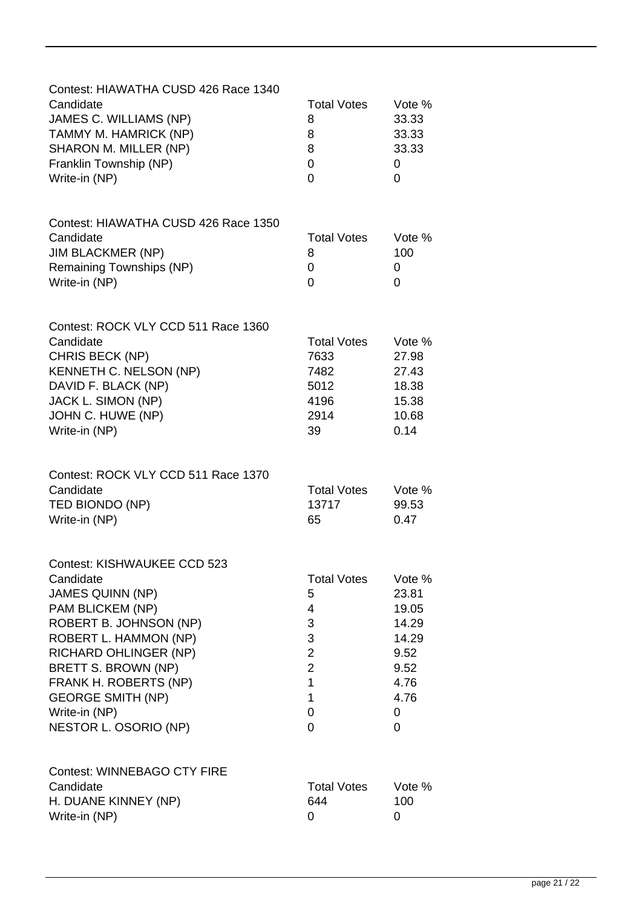Contest: HIAWATHA CUSD 426 Race 1340

| Candidate | Total Votes | Vote % |
|---|---|---|
| JAMES C. WILLIAMS (NP) | 8 | 33.33 |
| TAMMY M. HAMRICK (NP) | 8 | 33.33 |
| SHARON M. MILLER (NP) | 8 | 33.33 |
| Franklin Township (NP) | 0 | 0 |
| Write-in (NP) | 0 | 0 |

Contest: HIAWATHA CUSD 426 Race 1350

| Candidate | Total Votes | Vote % |
|---|---|---|
| JIM BLACKMER (NP) | 8 | 100 |
| Remaining Townships (NP) | 0 | 0 |
| Write-in (NP) | 0 | 0 |

Contest: ROCK VLY CCD 511 Race 1360

| Candidate | Total Votes | Vote % |
|---|---|---|
| CHRIS BECK (NP) | 7633 | 27.98 |
| KENNETH C. NELSON (NP) | 7482 | 27.43 |
| DAVID F. BLACK (NP) | 5012 | 18.38 |
| JACK L. SIMON (NP) | 4196 | 15.38 |
| JOHN C. HUWE (NP) | 2914 | 10.68 |
| Write-in (NP) | 39 | 0.14 |

Contest: ROCK VLY CCD 511 Race 1370

| Candidate | Total Votes | Vote % |
|---|---|---|
| TED BIONDO (NP) | 13717 | 99.53 |
| Write-in (NP) | 65 | 0.47 |

Contest: KISHWAUKEE CCD 523

| Candidate | Total Votes | Vote % |
|---|---|---|
| JAMES QUINN (NP) | 5 | 23.81 |
| PAM BLICKEM (NP) | 4 | 19.05 |
| ROBERT B. JOHNSON (NP) | 3 | 14.29 |
| ROBERT L. HAMMON (NP) | 3 | 14.29 |
| RICHARD OHLINGER (NP) | 2 | 9.52 |
| BRETT S. BROWN (NP) | 2 | 9.52 |
| FRANK H. ROBERTS (NP) | 1 | 4.76 |
| GEORGE SMITH (NP) | 1 | 4.76 |
| Write-in (NP) | 0 | 0 |
| NESTOR L. OSORIO (NP) | 0 | 0 |

Contest: WINNEBAGO CTY FIRE

| Candidate | Total Votes | Vote % |
|---|---|---|
| H. DUANE KINNEY (NP) | 644 | 100 |
| Write-in (NP) | 0 | 0 |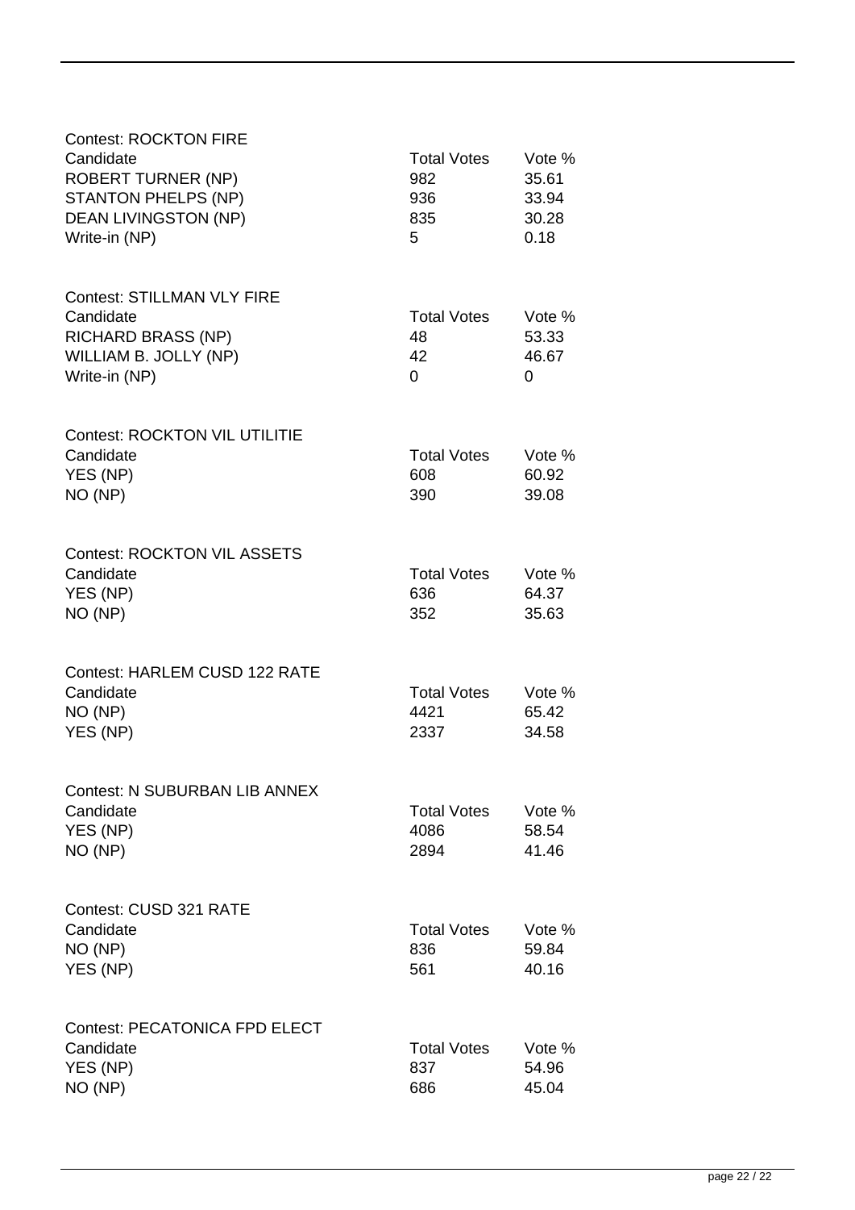Contest: ROCKTON FIRE

| Candidate | Total Votes | Vote % |
|---|---|---|
| ROBERT TURNER (NP) | 982 | 35.61 |
| STANTON PHELPS (NP) | 936 | 33.94 |
| DEAN LIVINGSTON (NP) | 835 | 30.28 |
| Write-in (NP) | 5 | 0.18 |

Contest: STILLMAN VLY FIRE

| Candidate | Total Votes | Vote % |
|---|---|---|
| RICHARD BRASS (NP) | 48 | 53.33 |
| WILLIAM B. JOLLY (NP) | 42 | 46.67 |
| Write-in (NP) | 0 | 0 |

Contest: ROCKTON VIL UTILITIE

| Candidate | Total Votes | Vote % |
|---|---|---|
| YES (NP) | 608 | 60.92 |
| NO (NP) | 390 | 39.08 |

Contest: ROCKTON VIL ASSETS

| Candidate | Total Votes | Vote % |
|---|---|---|
| YES (NP) | 636 | 64.37 |
| NO (NP) | 352 | 35.63 |

Contest: HARLEM CUSD 122 RATE

| Candidate | Total Votes | Vote % |
|---|---|---|
| NO (NP) | 4421 | 65.42 |
| YES (NP) | 2337 | 34.58 |

Contest: N SUBURBAN LIB ANNEX

| Candidate | Total Votes | Vote % |
|---|---|---|
| YES (NP) | 4086 | 58.54 |
| NO (NP) | 2894 | 41.46 |

Contest: CUSD 321 RATE

| Candidate | Total Votes | Vote % |
|---|---|---|
| NO (NP) | 836 | 59.84 |
| YES (NP) | 561 | 40.16 |

Contest: PECATONICA FPD ELECT

| Candidate | Total Votes | Vote % |
|---|---|---|
| YES (NP) | 837 | 54.96 |
| NO (NP) | 686 | 45.04 |